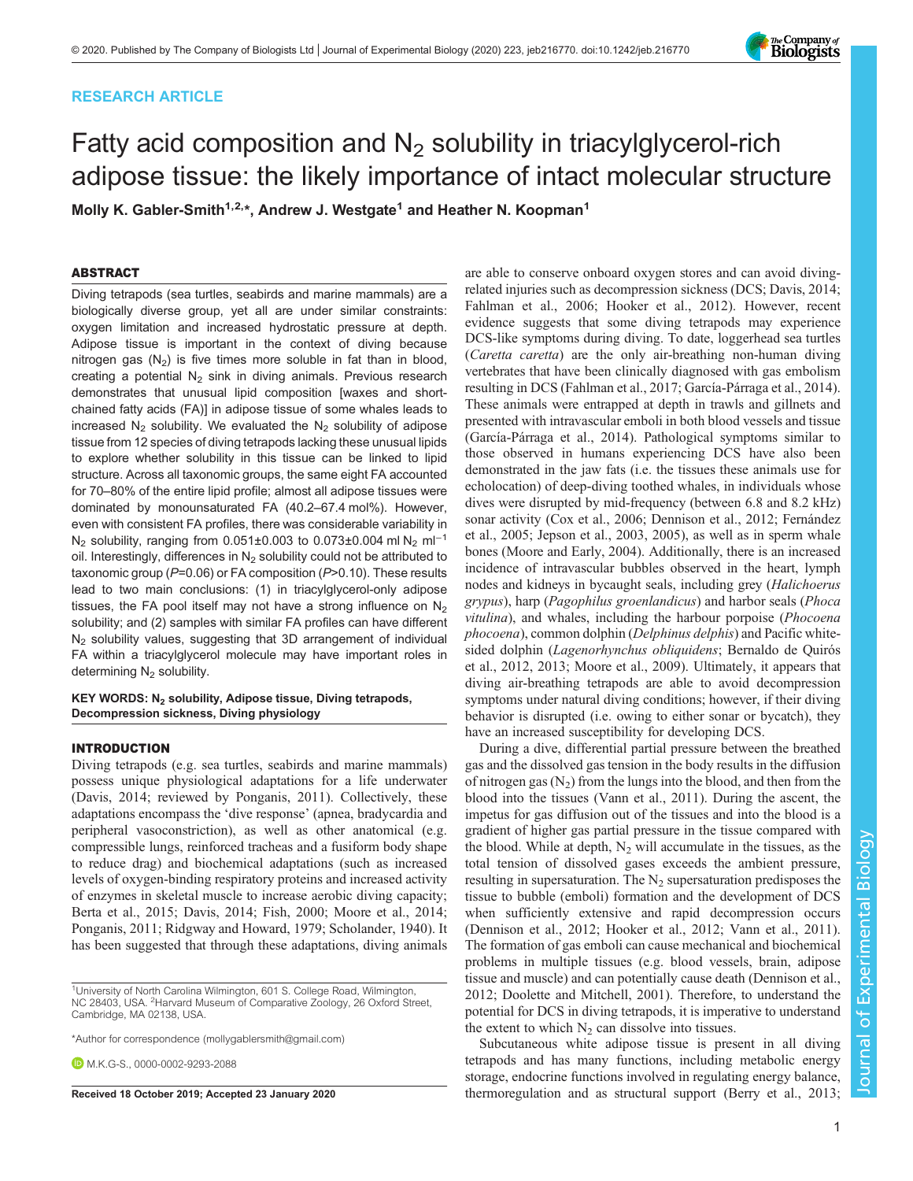RESEARCH ARTICLE

# Fatty acid composition and $N_2$ solubility in triacylglycerol-rich adipose tissue: the likely importance of intact molecular structure

**Molly K. Gabler-Smith[1,2,*], Andrew J. Westgate[1] and Heather N. Koopman[1]**

## ABSTRACT

Diving tetrapods (sea turtles, seabirds and marine mammals) are a biologically diverse group, yet all are under similar constraints: oxygen limitation and increased hydrostatic pressure at depth. Adipose tissue is important in the context of diving because nitrogen gas ($N_2$) is five times more soluble in fat than in blood, creating a potential $N_2$ sink in diving animals. Previous research demonstrates that unusual lipid composition [waxes and short-chained fatty acids (FA)] in adipose tissue of some whales leads to increased $N_2$ solubility. We evaluated the $N_2$ solubility of adipose tissue from 12 species of diving tetrapods lacking these unusual lipids to explore whether solubility in this tissue can be linked to lipid structure. Across all taxonomic groups, the same eight FA accounted for 70–80% of the entire lipid profile; almost all adipose tissues were dominated by monounsaturated FA (40.2–67.4 mol%). However, even with consistent FA profiles, there was considerable variability in $N_2$ solubility, ranging from 0.051±0.003 to 0.073±0.004 ml $N_2$ $ml^{-1}$ oil. Interestingly, differences in $N_2$ solubility could not be attributed to taxonomic group ($P$=0.06) or FA composition ($P$>0.10). These results lead to two main conclusions: (1) in triacylglycerol-only adipose tissues, the FA pool itself may not have a strong influence on $N_2$ solubility; and (2) samples with similar FA profiles can have different $N_2$ solubility values, suggesting that 3D arrangement of individual FA within a triacylglycerol molecule may have important roles in determining $N_2$ solubility.

**KEY WORDS: $N_2$ solubility, Adipose tissue, Diving tetrapods, Decompression sickness, Diving physiology**

## INTRODUCTION

Diving tetrapods (e.g. sea turtles, seabirds and marine mammals) possess unique physiological adaptations for a life underwater (Davis, 2014; reviewed by Ponganis, 2011). Collectively, these adaptations encompass the 'dive response' (apnea, bradycardia and peripheral vasoconstriction), as well as other anatomical (e.g. compressible lungs, reinforced tracheas and a fusiform body shape to reduce drag) and biochemical adaptations (such as increased levels of oxygen-binding respiratory proteins and increased activity of enzymes in skeletal muscle to increase aerobic diving capacity; Berta et al., 2015; Davis, 2014; Fish, 2000; Moore et al., 2014; Ponganis, 2011; Ridgway and Howard, 1979; Scholander, 1940). It has been suggested that through these adaptations, diving animals are able to conserve onboard oxygen stores and can avoid diving-related injuries such as decompression sickness (DCS; Davis, 2014; Fahlman et al., 2006; Hooker et al., 2012). However, recent evidence suggests that some diving tetrapods may experience DCS-like symptoms during diving. To date, loggerhead sea turtles (*Caretta caretta*) are the only air-breathing non-human diving vertebrates that have been clinically diagnosed with gas embolism resulting in DCS (Fahlman et al., 2017; García-Párraga et al., 2014). These animals were entrapped at depth in trawls and gillnets and presented with intravascular emboli in both blood vessels and tissue (García-Párraga et al., 2014). Pathological symptoms similar to those observed in humans experiencing DCS have also been demonstrated in the jaw fats (i.e. the tissues these animals use for echolocation) of deep-diving toothed whales, in individuals whose dives were disrupted by mid-frequency (between 6.8 and 8.2 kHz) sonar activity (Cox et al., 2006; Dennison et al., 2012; Fernández et al., 2005; Jepson et al., 2003, 2005), as well as in sperm whale bones (Moore and Early, 2004). Additionally, there is an increased incidence of intravascular bubbles observed in the heart, lymph nodes and kidneys in bycaught seals, including grey (*Halichoerus grypus*), harp (*Pagophilus groenlandicus*) and harbor seals (*Phoca vitulina*), and whales, including the harbour porpoise (*Phocoena phocoena*), common dolphin (*Delphinus delphis*) and Pacific white-sided dolphin (*Lagenorhynchus obliquidens*; Bernaldo de Quirós et al., 2012, 2013; Moore et al., 2009). Ultimately, it appears that diving air-breathing tetrapods are able to avoid decompression symptoms under natural diving conditions; however, if their diving behavior is disrupted (i.e. owing to either sonar or bycatch), they have an increased susceptibility for developing DCS.

During a dive, differential partial pressure between the breathed gas and the dissolved gas tension in the body results in the diffusion of nitrogen gas ($N_2$) from the lungs into the blood, and then from the blood into the tissues (Vann et al., 2011). During the ascent, the impetus for gas diffusion out of the tissues and into the blood is a gradient of higher gas partial pressure in the tissue compared with the blood. While at depth, $N_2$ will accumulate in the tissues, as the total tension of dissolved gases exceeds the ambient pressure, resulting in supersaturation. The $N_2$ supersaturation predisposes the tissue to bubble (emboli) formation and the development of DCS when sufficiently extensive and rapid decompression occurs (Dennison et al., 2012; Hooker et al., 2012; Vann et al., 2011). The formation of gas emboli can cause mechanical and biochemical problems in multiple tissues (e.g. blood vessels, brain, adipose tissue and muscle) and can potentially cause death (Dennison et al., 2012; Doolette and Mitchell, 2001). Therefore, to understand the potential for DCS in diving tetrapods, it is imperative to understand the extent to which $N_2$ can dissolve into tissues.

Subcutaneous white adipose tissue is present in all diving tetrapods and has many functions, including metabolic energy storage, endocrine functions involved in regulating energy balance, thermoregulation and as structural support (Berry et al., 2013;

[1]University of North Carolina Wilmington, 601 S. College Road, Wilmington, NC 28403, USA. [2]Harvard Museum of Comparative Zoology, 26 Oxford Street, Cambridge, MA 02138, USA.

*Author for correspondence (mollygablersmith@gmail.com)

M.K.G-S., 0000-0002-9293-2088

**Received 18 October 2019; Accepted 23 January 2020**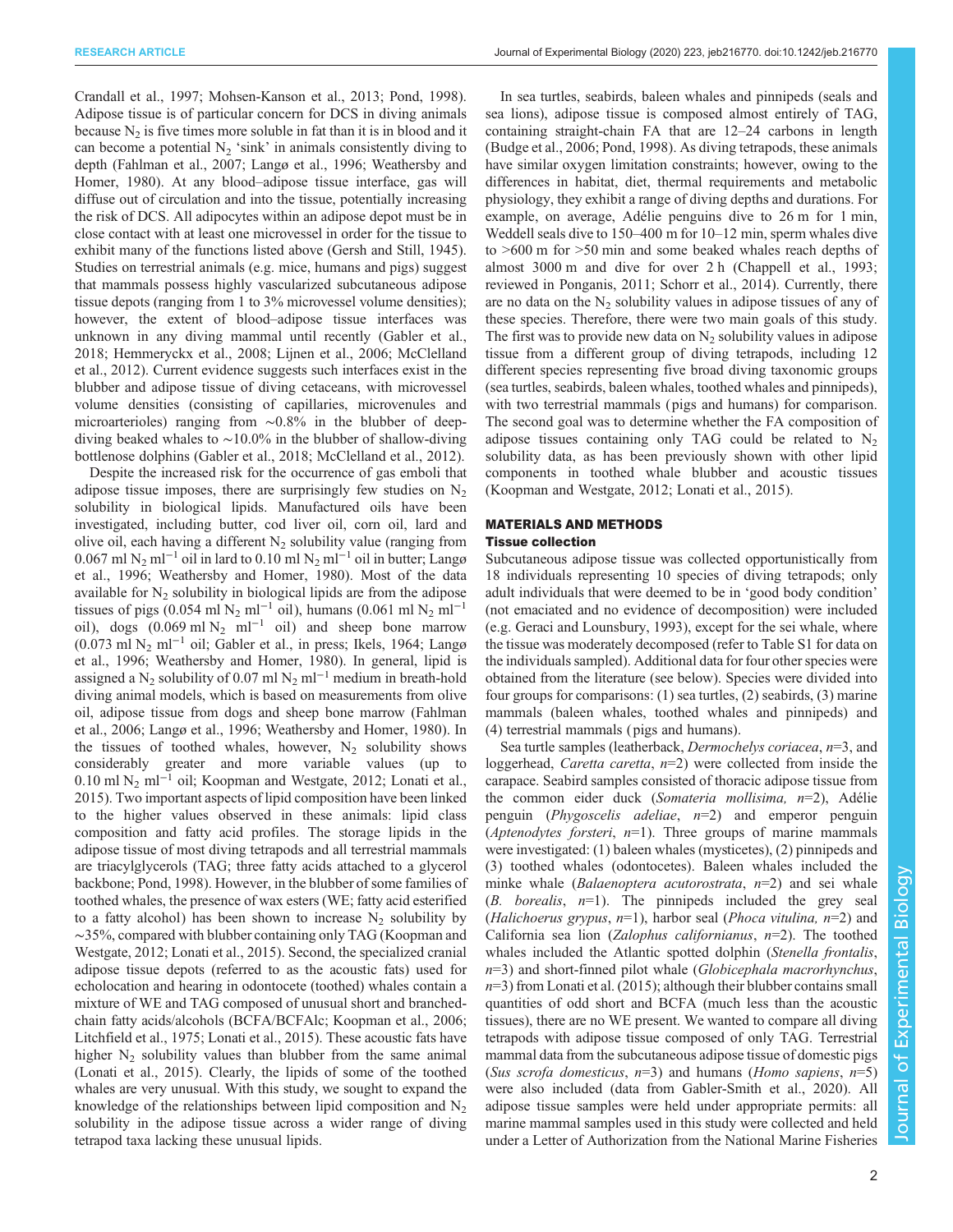Crandall et al., 1997; Mohsen-Kanson et al., 2013; Pond, 1998). Adipose tissue is of particular concern for DCS in diving animals because $N_2$ is five times more soluble in fat than it is in blood and it can become a potential $N_2$ 'sink' in animals consistently diving to depth (Fahlman et al., 2007; Langø et al., 1996; Weathersby and Homer, 1980). At any blood–adipose tissue interface, gas will diffuse out of circulation and into the tissue, potentially increasing the risk of DCS. All adipocytes within an adipose depot must be in close contact with at least one microvessel in order for the tissue to exhibit many of the functions listed above (Gersh and Still, 1945). Studies on terrestrial animals (e.g. mice, humans and pigs) suggest that mammals possess highly vascularized subcutaneous adipose tissue depots (ranging from 1 to 3% microvessel volume densities); however, the extent of blood–adipose tissue interfaces was unknown in any diving mammal until recently (Gabler et al., 2018; Hemmeryckx et al., 2008; Lijnen et al., 2006; McClelland et al., 2012). Current evidence suggests such interfaces exist in the blubber and adipose tissue of diving cetaceans, with microvessel volume densities (consisting of capillaries, microvenules and microarterioles) ranging from ∼0.8% in the blubber of deep-diving beaked whales to ∼10.0% in the blubber of shallow-diving bottlenose dolphins (Gabler et al., 2018; McClelland et al., 2012).

Despite the increased risk for the occurrence of gas emboli that adipose tissue imposes, there are surprisingly few studies on $N_2$ solubility in biological lipids. Manufactured oils have been investigated, including butter, cod liver oil, corn oil, lard and olive oil, each having a different $N_2$ solubility value (ranging from 0.067 ml $N_2$ ml$^{-1}$ oil in lard to 0.10 ml $N_2$ ml$^{-1}$ oil in butter; Langø et al., 1996; Weathersby and Homer, 1980). Most of the data available for $N_2$ solubility in biological lipids are from the adipose tissues of pigs (0.054 ml $N_2$ ml$^{-1}$ oil), humans (0.061 ml $N_2$ ml$^{-1}$ oil), dogs (0.069 ml $N_2$ ml$^{-1}$ oil) and sheep bone marrow (0.073 ml $N_2$ ml$^{-1}$ oil; Gabler et al., in press; Ikels, 1964; Langø et al., 1996; Weathersby and Homer, 1980). In general, lipid is assigned a $N_2$ solubility of 0.07 ml $N_2$ ml$^{-1}$ medium in breath-hold diving animal models, which is based on measurements from olive oil, adipose tissue from dogs and sheep bone marrow (Fahlman et al., 2006; Langø et al., 1996; Weathersby and Homer, 1980). In the tissues of toothed whales, however, $N_2$ solubility shows considerably greater and more variable values (up to 0.10 ml $N_2$ ml$^{-1}$ oil; Koopman and Westgate, 2012; Lonati et al., 2015). Two important aspects of lipid composition have been linked to the higher values observed in these animals: lipid class composition and fatty acid profiles. The storage lipids in the adipose tissue of most diving tetrapods and all terrestrial mammals are triacylglycerols (TAG; three fatty acids attached to a glycerol backbone; Pond, 1998). However, in the blubber of some families of toothed whales, the presence of wax esters (WE; fatty acid esterified to a fatty alcohol) has been shown to increase $N_2$ solubility by ∼35%, compared with blubber containing only TAG (Koopman and Westgate, 2012; Lonati et al., 2015). Second, the specialized cranial adipose tissue depots (referred to as the acoustic fats) used for echolocation and hearing in odontocete (toothed) whales contain a mixture of WE and TAG composed of unusual short and branched-chain fatty acids/alcohols (BCFA/BCFAlc; Koopman et al., 2006; Litchfield et al., 1975; Lonati et al., 2015). These acoustic fats have higher $N_2$ solubility values than blubber from the same animal (Lonati et al., 2015). Clearly, the lipids of some of the toothed whales are very unusual. With this study, we sought to expand the knowledge of the relationships between lipid composition and $N_2$ solubility in the adipose tissue across a wider range of diving tetrapod taxa lacking these unusual lipids.

In sea turtles, seabirds, baleen whales and pinnipeds (seals and sea lions), adipose tissue is composed almost entirely of TAG, containing straight-chain FA that are 12–24 carbons in length (Budge et al., 2006; Pond, 1998). As diving tetrapods, these animals have similar oxygen limitation constraints; however, owing to the differences in habitat, diet, thermal requirements and metabolic physiology, they exhibit a range of diving depths and durations. For example, on average, Adélie penguins dive to 26 m for 1 min, Weddell seals dive to 150–400 m for 10–12 min, sperm whales dive to >600 m for >50 min and some beaked whales reach depths of almost 3000 m and dive for over 2 h (Chappell et al., 1993; reviewed in Ponganis, 2011; Schorr et al., 2014). Currently, there are no data on the $N_2$ solubility values in adipose tissues of any of these species. Therefore, there were two main goals of this study. The first was to provide new data on $N_2$ solubility values in adipose tissue from a different group of diving tetrapods, including 12 different species representing five broad diving taxonomic groups (sea turtles, seabirds, baleen whales, toothed whales and pinnipeds), with two terrestrial mammals (pigs and humans) for comparison. The second goal was to determine whether the FA composition of adipose tissues containing only TAG could be related to $N_2$ solubility data, as has been previously shown with other lipid components in toothed whale blubber and acoustic tissues (Koopman and Westgate, 2012; Lonati et al., 2015).

## MATERIALS AND METHODS

### Tissue collection

Subcutaneous adipose tissue was collected opportunistically from 18 individuals representing 10 species of diving tetrapods; only adult individuals that were deemed to be in 'good body condition' (not emaciated and no evidence of decomposition) were included (e.g. Geraci and Lounsbury, 1993), except for the sei whale, where the tissue was moderately decomposed (refer to Table S1 for data on the individuals sampled). Additional data for four other species were obtained from the literature (see below). Species were divided into four groups for comparisons: (1) sea turtles, (2) seabirds, (3) marine mammals (baleen whales, toothed whales and pinnipeds) and (4) terrestrial mammals (pigs and humans).

Sea turtle samples (leatherback, *Dermochelys coriacea*, $n$=3, and loggerhead, *Caretta caretta*, $n$=2) were collected from inside the carapace. Seabird samples consisted of thoracic adipose tissue from the common eider duck (*Somateria mollisima,* $n$=2), Adélie penguin (*Phygoscelis adeliae*, $n$=2) and emperor penguin (*Aptenodytes forsteri*, $n$=1). Three groups of marine mammals were investigated: (1) baleen whales (mysticetes), (2) pinnipeds and (3) toothed whales (odontocetes). Baleen whales included the minke whale (*Balaenoptera acutorostrata*, $n$=2) and sei whale (*B. borealis*, $n$=1). The pinnipeds included the grey seal (*Halichoerus grypus*, $n$=1), harbor seal (*Phoca vitulina,* $n$=2) and California sea lion (*Zalophus californianus*, $n$=2). The toothed whales included the Atlantic spotted dolphin (*Stenella frontalis*, $n$=3) and short-finned pilot whale (*Globicephala macrorhynchus*, $n$=3) from Lonati et al. (2015); although their blubber contains small quantities of odd short and BCFA (much less than the acoustic tissues), there are no WE present. We wanted to compare all diving tetrapods with adipose tissue composed of only TAG. Terrestrial mammal data from the subcutaneous adipose tissue of domestic pigs (*Sus scrofa domesticus*, $n$=3) and humans (*Homo sapiens*, $n$=5) were also included (data from Gabler-Smith et al., 2020). All adipose tissue samples were held under appropriate permits: all marine mammal samples used in this study were collected and held under a Letter of Authorization from the National Marine Fisheries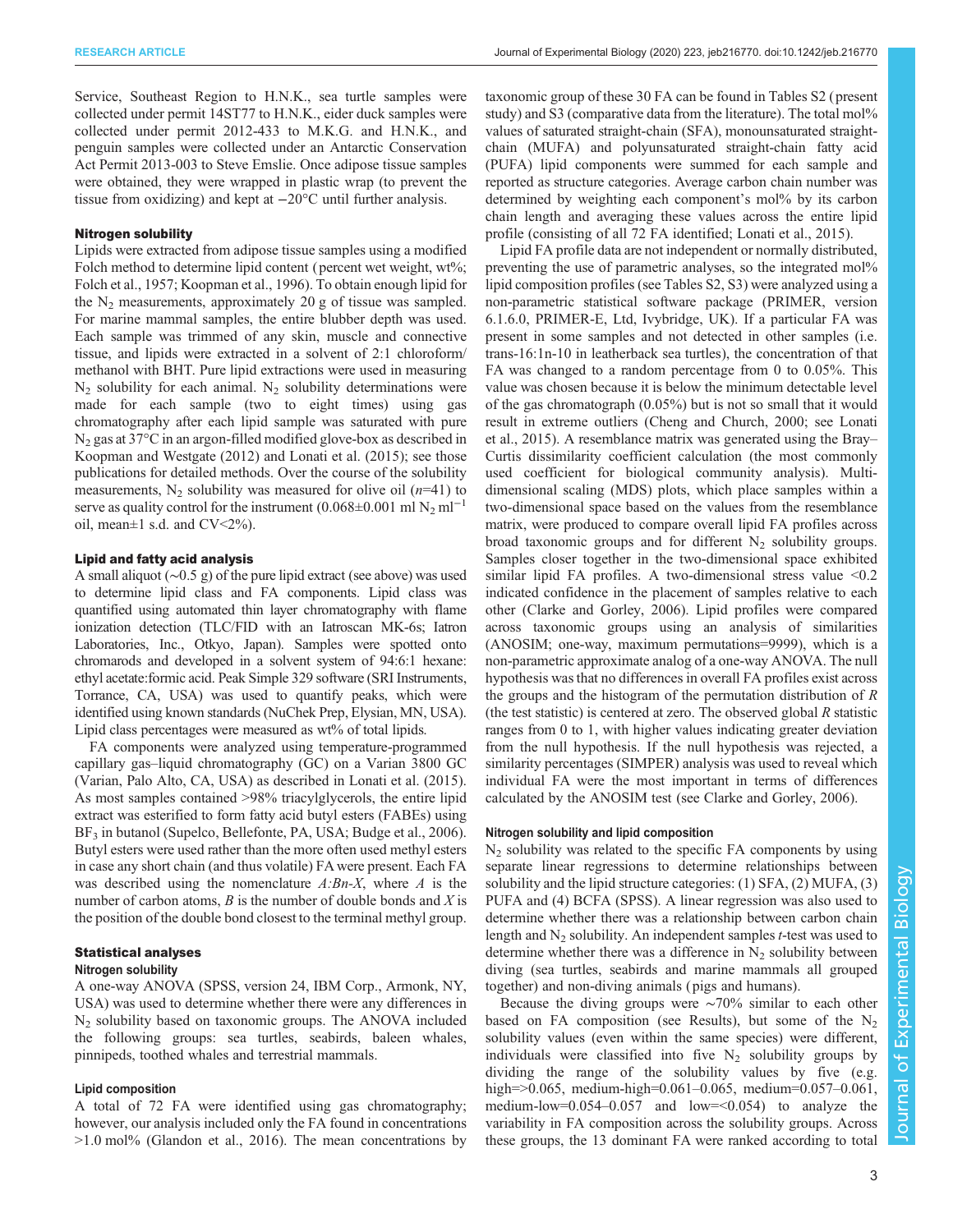Service, Southeast Region to H.N.K., sea turtle samples were collected under permit 14ST77 to H.N.K., eider duck samples were collected under permit 2012-433 to M.K.G. and H.N.K., and penguin samples were collected under an Antarctic Conservation Act Permit 2013-003 to Steve Emslie. Once adipose tissue samples were obtained, they were wrapped in plastic wrap (to prevent the tissue from oxidizing) and kept at −20°C until further analysis.

### Nitrogen solubility

Lipids were extracted from adipose tissue samples using a modified Folch method to determine lipid content (percent wet weight, wt%; Folch et al., 1957; Koopman et al., 1996). To obtain enough lipid for the $N_2$ measurements, approximately 20 g of tissue was sampled. For marine mammal samples, the entire blubber depth was used. Each sample was trimmed of any skin, muscle and connective tissue, and lipids were extracted in a solvent of 2:1 chloroform/methanol with BHT. Pure lipid extractions were used in measuring $N_2$ solubility for each animal. $N_2$ solubility determinations were made for each sample (two to eight times) using gas chromatography after each lipid sample was saturated with pure $N_2$ gas at 37°C in an argon-filled modified glove-box as described in Koopman and Westgate (2012) and Lonati et al. (2015); see those publications for detailed methods. Over the course of the solubility measurements, $N_2$ solubility was measured for olive oil ($n$=41) to serve as quality control for the instrument (0.068±0.001 ml $N_2$ ml$^{-1}$ oil, mean±1 s.d. and CV<2%).

### Lipid and fatty acid analysis

A small aliquot (∼0.5 g) of the pure lipid extract (see above) was used to determine lipid class and FA components. Lipid class was quantified using automated thin layer chromatography with flame ionization detection (TLC/FID with an Iatroscan MK-6s; Iatron Laboratories, Inc., Otkyo, Japan). Samples were spotted onto chromarods and developed in a solvent system of 94:6:1 hexane: ethyl acetate:formic acid. Peak Simple 329 software (SRI Instruments, Torrance, CA, USA) was used to quantify peaks, which were identified using known standards (NuChek Prep, Elysian, MN, USA). Lipid class percentages were measured as wt% of total lipids.

FA components were analyzed using temperature-programmed capillary gas–liquid chromatography (GC) on a Varian 3800 GC (Varian, Palo Alto, CA, USA) as described in Lonati et al. (2015). As most samples contained >98% triacylglycerols, the entire lipid extract was esterified to form fatty acid butyl esters (FABEs) using $BF_3$ in butanol (Supelco, Bellefonte, PA, USA; Budge et al., 2006). Butyl esters were used rather than the more often used methyl esters in case any short chain (and thus volatile) FA were present. Each FA was described using the nomenclature *A*:*Bn*-*X*, where *A* is the number of carbon atoms, *B* is the number of double bonds and *X* is the position of the double bond closest to the terminal methyl group.

### Statistical analyses

#### Nitrogen solubility

A one-way ANOVA (SPSS, version 24, IBM Corp., Armonk, NY, USA) was used to determine whether there were any differences in $N_2$ solubility based on taxonomic groups. The ANOVA included the following groups: sea turtles, seabirds, baleen whales, pinnipeds, toothed whales and terrestrial mammals.

#### Lipid composition

A total of 72 FA were identified using gas chromatography; however, our analysis included only the FA found in concentrations >1.0 mol% (Glandon et al., 2016). The mean concentrations by taxonomic group of these 30 FA can be found in Tables S2 (present study) and S3 (comparative data from the literature). The total mol% values of saturated straight-chain (SFA), monounsaturated straight-chain (MUFA) and polyunsaturated straight-chain fatty acid (PUFA) lipid components were summed for each sample and reported as structure categories. Average carbon chain number was determined by weighting each component's mol% by its carbon chain length and averaging these values across the entire lipid profile (consisting of all 72 FA identified; Lonati et al., 2015).

Lipid FA profile data are not independent or normally distributed, preventing the use of parametric analyses, so the integrated mol% lipid composition profiles (see Tables S2, S3) were analyzed using a non-parametric statistical software package (PRIMER, version 6.1.6.0, PRIMER-E, Ltd, Ivybridge, UK). If a particular FA was present in some samples and not detected in other samples (i.e. trans-16:1n-10 in leatherback sea turtles), the concentration of that FA was changed to a random percentage from 0 to 0.05%. This value was chosen because it is below the minimum detectable level of the gas chromatograph (0.05%) but is not so small that it would result in extreme outliers (Cheng and Church, 2000; see Lonati et al., 2015). A resemblance matrix was generated using the Bray–Curtis dissimilarity coefficient calculation (the most commonly used coefficient for biological community analysis). Multi-dimensional scaling (MDS) plots, which place samples within a two-dimensional space based on the values from the resemblance matrix, were produced to compare overall lipid FA profiles across broad taxonomic groups and for different $N_2$ solubility groups. Samples closer together in the two-dimensional space exhibited similar lipid FA profiles. A two-dimensional stress value <0.2 indicated confidence in the placement of samples relative to each other (Clarke and Gorley, 2006). Lipid profiles were compared across taxonomic groups using an analysis of similarities (ANOSIM; one-way, maximum permutations=9999), which is a non-parametric approximate analog of a one-way ANOVA. The null hypothesis was that no differences in overall FA profiles exist across the groups and the histogram of the permutation distribution of *R* (the test statistic) is centered at zero. The observed global *R* statistic ranges from 0 to 1, with higher values indicating greater deviation from the null hypothesis. If the null hypothesis was rejected, a similarity percentages (SIMPER) analysis was used to reveal which individual FA were the most important in terms of differences calculated by the ANOSIM test (see Clarke and Gorley, 2006).

#### Nitrogen solubility and lipid composition

$N_2$ solubility was related to the specific FA components by using separate linear regressions to determine relationships between solubility and the lipid structure categories: (1) SFA, (2) MUFA, (3) PUFA and (4) BCFA (SPSS). A linear regression was also used to determine whether there was a relationship between carbon chain length and $N_2$ solubility. An independent samples *t*-test was used to determine whether there was a difference in $N_2$ solubility between diving (sea turtles, seabirds and marine mammals all grouped together) and non-diving animals (pigs and humans).

Because the diving groups were ∼70% similar to each other based on FA composition (see Results), but some of the $N_2$ solubility values (even within the same species) were different, individuals were classified into five $N_2$ solubility groups by dividing the range of the solubility values by five (e.g. high=>0.065, medium-high=0.061–0.065, medium=0.057–0.061, medium-low=0.054–0.057 and low=<0.054) to analyze the variability in FA composition across the solubility groups. Across these groups, the 13 dominant FA were ranked according to total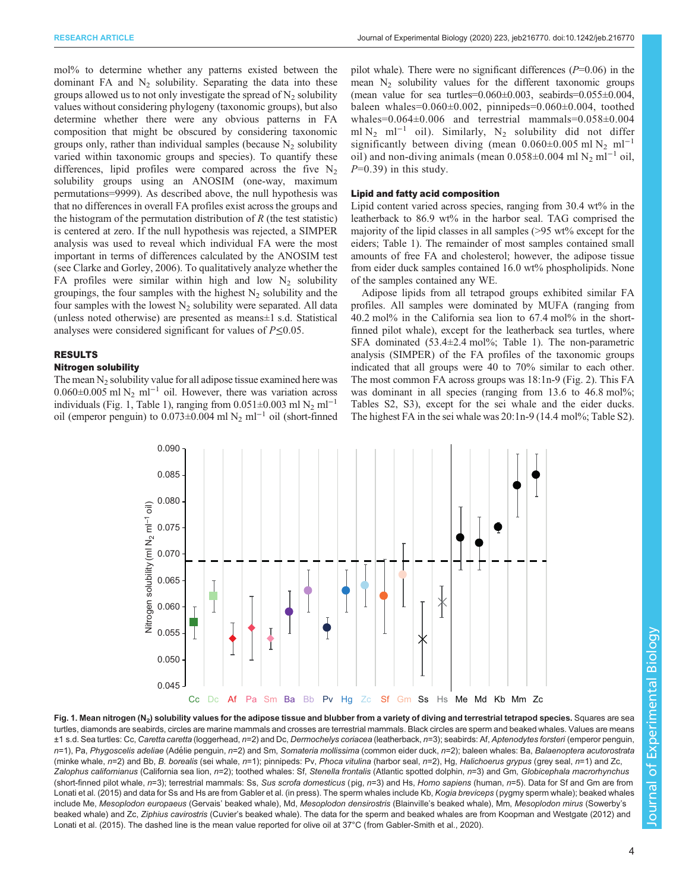mol% to determine whether any patterns existed between the dominant FA and $N_2$ solubility. Separating the data into these groups allowed us to not only investigate the spread of $N_2$ solubility values without considering phylogeny (taxonomic groups), but also determine whether there were any obvious patterns in FA composition that might be obscured by considering taxonomic groups only, rather than individual samples (because $N_2$ solubility varied within taxonomic groups and species). To quantify these differences, lipid profiles were compared across the five $N_2$ solubility groups using an ANOSIM (one-way, maximum permutations=9999). As described above, the null hypothesis was that no differences in overall FA profiles exist across the groups and the histogram of the permutation distribution of *R* (the test statistic) is centered at zero. If the null hypothesis was rejected, a SIMPER analysis was used to reveal which individual FA were the most important in terms of differences calculated by the ANOSIM test (see Clarke and Gorley, 2006). To qualitatively analyze whether the FA profiles were similar within high and low $N_2$ solubility groupings, the four samples with the highest $N_2$ solubility and the four samples with the lowest $N_2$ solubility were separated. All data (unless noted otherwise) are presented as means±1 s.d. Statistical analyses were considered significant for values of $P \leq 0.05$.

## RESULTS

### Nitrogen solubility

The mean $N_2$ solubility value for all adipose tissue examined here was 0.060±0.005 ml $N_2$ $ml^{-1}$ oil. However, there was variation across individuals (Fig. 1, Table 1), ranging from 0.051±0.003 ml $N_2$ $ml^{-1}$ oil (emperor penguin) to 0.073±0.004 ml $N_2$ $ml^{-1}$ oil (short-finned pilot whale). There were no significant differences ($P$=0.06) in the mean $N_2$ solubility values for the different taxonomic groups (mean value for sea turtles=0.060±0.003, seabirds=0.055±0.004, baleen whales=0.060±0.002, pinnipeds=0.060±0.004, toothed whales=0.064±0.006 and terrestrial mammals=0.058±0.004 ml $N_2$ $ml^{-1}$ oil). Similarly, $N_2$ solubility did not differ significantly between diving (mean 0.060±0.005 ml $N_2$ $ml^{-1}$ oil) and non-diving animals (mean 0.058±0.004 ml $N_2$ $ml^{-1}$ oil, $P$=0.39) in this study.

### Lipid and fatty acid composition

Lipid content varied across species, ranging from 30.4 wt% in the leatherback to 86.9 wt% in the harbor seal. TAG comprised the majority of the lipid classes in all samples (>95 wt% except for the eiders; Table 1). The remainder of most samples contained small amounts of free FA and cholesterol; however, the adipose tissue from eider duck samples contained 16.0 wt% phospholipids. None of the samples contained any WE.

Adipose lipids from all tetrapod groups exhibited similar FA profiles. All samples were dominated by MUFA (ranging from 40.2 mol% in the California sea lion to 67.4 mol% in the short-finned pilot whale), except for the leatherback sea turtles, where SFA dominated (53.4±2.4 mol%; Table 1). The non-parametric analysis (SIMPER) of the FA profiles of the taxonomic groups indicated that all groups were 40 to 70% similar to each other. The most common FA across groups was 18:1n-9 (Fig. 2). This FA was dominant in all species (ranging from 13.6 to 46.8 mol%; Tables S2, S3), except for the sei whale and the eider ducks. The highest FA in the sei whale was 20:1n-9 (14.4 mol%; Table S2).

**Fig. 1. Mean nitrogen ($N_2$) solubility values for the adipose tissue and blubber from a variety of diving and terrestrial tetrapod species.** Squares are sea turtles, diamonds are seabirds, circles are marine mammals and crosses are terrestrial mammals. Black circles are sperm and beaked whales. Values are means ±1 s.d. Sea turtles: Cc, *Caretta caretta* (loggerhead, *n*=2) and Dc, *Dermochelys coriacea* (leatherback, *n*=3); seabirds: Af, *Aptenodytes forsteri* (emperor penguin, *n*=1), Pa, *Phygoscelis adeliae* (Adélie penguin, *n*=2) and Sm, *Somateria mollissima* (common eider duck, *n*=2); baleen whales: Ba, *Balaenoptera acutorostrata* (minke whale, *n*=2) and Bb, *B. borealis* (sei whale, *n*=1); pinnipeds: Pv, *Phoca vitulina* (harbor seal, *n*=2), Hg, *Halichoerus grypus* (grey seal, *n*=1) and Zc, *Zalophus californianus* (California sea lion, *n*=2); toothed whales: Sf, *Stenella frontalis* (Atlantic spotted dolphin, *n*=3) and Gm, *Globicephala macrorhynchus* (short-finned pilot whale, *n*=3); terrestrial mammals: Ss, *Sus scrofa domesticus* (pig, *n*=3) and Hs, *Homo sapiens* (human, *n*=5). Data for Sf and Gm are from Lonati et al. (2015) and data for Ss and Hs are from Gabler et al. (in press). The sperm whales include Kb, *Kogia breviceps* (pygmy sperm whale); beaked whales include Me, *Mesoplodon europaeus* (Gervais' beaked whale), Md, *Mesoplodon densirostris* (Blainville's beaked whale), Mm, *Mesoplodon mirus* (Sowerby's beaked whale) and Zc, *Ziphius cavirostris* (Cuvier's beaked whale). The data for the sperm and beaked whales are from Koopman and Westgate (2012) and Lonati et al. (2015). The dashed line is the mean value reported for olive oil at 37°C (from Gabler-Smith et al., 2020).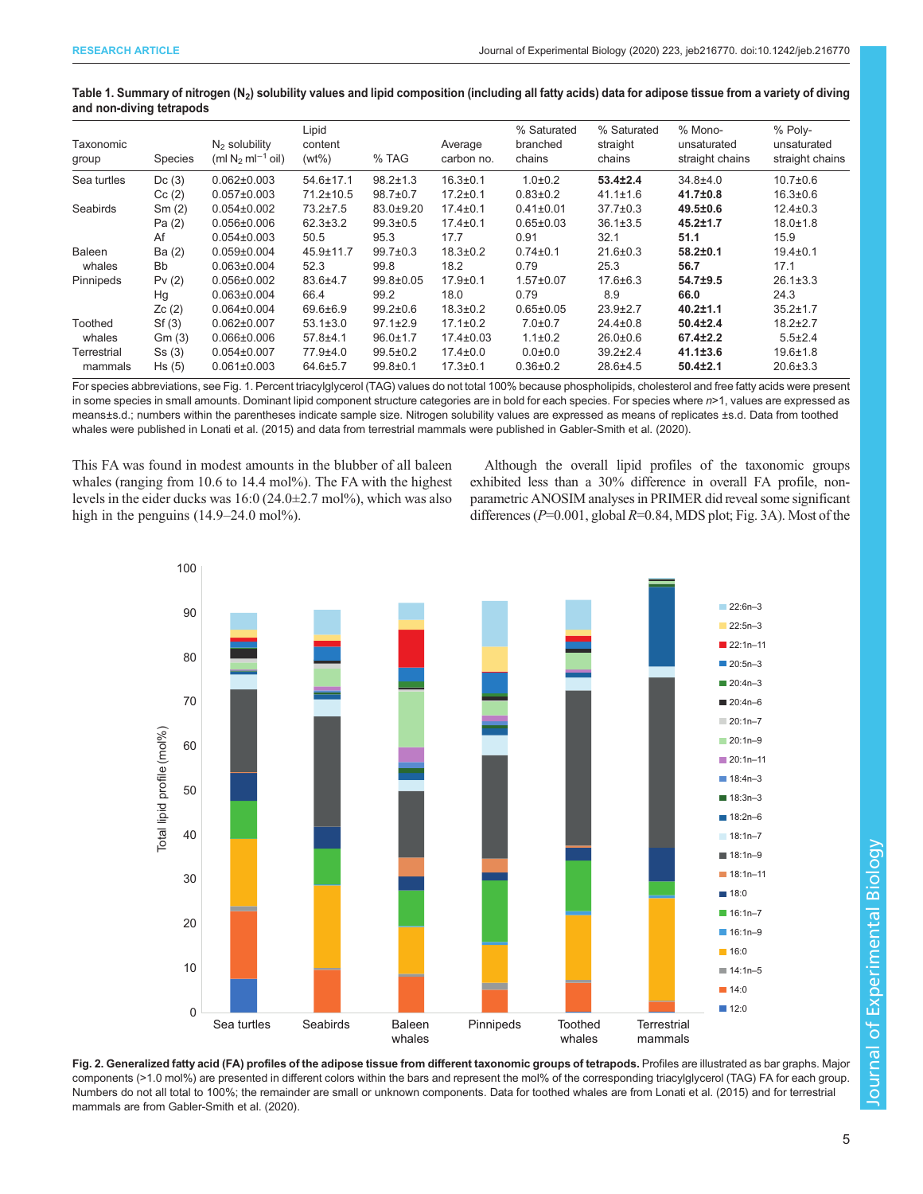**Table 1. Summary of nitrogen ($N_2$) solubility values and lipid composition (including all fatty acids) data for adipose tissue from a variety of diving and non-diving tetrapods**

| Taxonomic group | Species | $N_2$ solubility (ml $N_2$ ml$^{-1}$ oil) | Lipid content (wt%) | % TAG | Average carbon no. | % Saturated branched chains | % Saturated straight chains | % Mono-unsaturated straight chains | % Poly-unsaturated straight chains |
|---|---|---|---|---|---|---|---|---|---|
| Sea turtles | Dc (3) | 0.062±0.003 | 54.6±17.1 | 98.2±1.3 | 16.3±0.1 | 1.0±0.2 | **53.4±2.4** | 34.8±4.0 | 10.7±0.6 |
| | Cc (2) | 0.057±0.003 | 71.2±10.5 | 98.7±0.7 | 17.2±0.1 | 0.83±0.2 | 41.1±1.6 | **41.7±0.8** | 16.3±0.6 |
| Seabirds | Sm (2) | 0.054±0.002 | 73.2±7.5 | 83.0±9.20 | 17.4±0.1 | 0.41±0.01 | 37.7±0.3 | **49.5±0.6** | 12.4±0.3 |
| | Pa (2) | 0.056±0.006 | 62.3±3.2 | 99.3±0.5 | 17.4±0.1 | 0.65±0.03 | 36.1±3.5 | **45.2±1.7** | 18.0±1.8 |
| | Af | 0.054±0.003 | 50.5 | 95.3 | 17.7 | 0.91 | 32.1 | **51.1** | 15.9 |
| Baleen whales | Ba (2) | 0.059±0.004 | 45.9±11.7 | 99.7±0.3 | 18.3±0.2 | 0.74±0.1 | 21.6±0.3 | **58.2±0.1** | 19.4±0.1 |
| | Bb | 0.063±0.004 | 52.3 | 99.8 | 18.2 | 0.79 | 25.3 | **56.7** | 17.1 |
| Pinnipeds | Pv (2) | 0.056±0.002 | 83.6±4.7 | 99.8±0.05 | 17.9±0.1 | 1.57±0.07 | 17.6±6.3 | **54.7±9.5** | 26.1±3.3 |
| | Hg | 0.063±0.004 | 66.4 | 99.2 | 18.0 | 0.79 | 8.9 | **66.0** | 24.3 |
| | Zc (2) | 0.064±0.004 | 69.6±6.9 | 99.2±0.6 | 18.3±0.2 | 0.65±0.05 | 23.9±2.7 | **40.2±1.1** | 35.2±1.7 |
| Toothed whales | Sf (3) | 0.062±0.007 | 53.1±3.0 | 97.1±2.9 | 17.1±0.2 | 7.0±0.7 | 24.4±0.8 | **50.4±2.4** | 18.2±2.7 |
| | Gm (3) | 0.066±0.006 | 57.8±4.1 | 96.0±1.7 | 17.4±0.03 | 1.1±0.2 | 26.0±0.6 | **67.4±2.2** | 5.5±2.4 |
| Terrestrial mammals | Ss (3) | 0.054±0.007 | 77.9±4.0 | 99.5±0.2 | 17.4±0.0 | 0.0±0.0 | 39.2±2.4 | **41.1±3.6** | 19.6±1.8 |
| | Hs (5) | 0.061±0.003 | 64.6±5.7 | 99.8±0.1 | 17.3±0.1 | 0.36±0.2 | 28.6±4.5 | **50.4±2.1** | 20.6±3.3 |

For species abbreviations, see Fig. 1. Percent triacylglycerol (TAG) values do not total 100% because phospholipids, cholesterol and free fatty acids were present in some species in small amounts. Dominant lipid component structure categories are in bold for each species. For species where $n$>1, values are expressed as means±s.d.; numbers within the parentheses indicate sample size. Nitrogen solubility values are expressed as means of replicates ±s.d. Data from toothed whales were published in Lonati et al. (2015) and data from terrestrial mammals were published in Gabler-Smith et al. (2020).

This FA was found in modest amounts in the blubber of all baleen whales (ranging from 10.6 to 14.4 mol%). The FA with the highest levels in the eider ducks was 16:0 (24.0±2.7 mol%), which was also high in the penguins (14.9–24.0 mol%).

Although the overall lipid profiles of the taxonomic groups exhibited less than a 30% difference in overall FA profile, non-parametric ANOSIM analyses in PRIMER did reveal some significant differences ($P$=0.001, global $R$=0.84, MDS plot; Fig. 3A). Most of the

**Fig. 2. Generalized fatty acid (FA) profiles of the adipose tissue from different taxonomic groups of tetrapods.** Profiles are illustrated as bar graphs. Major components (>1.0 mol%) are presented in different colors within the bars and represent the mol% of the corresponding triacylglycerol (TAG) FA for each group. Numbers do not all total to 100%; the remainder are small or unknown components. Data for toothed whales are from Lonati et al. (2015) and for terrestrial mammals are from Gabler-Smith et al. (2020).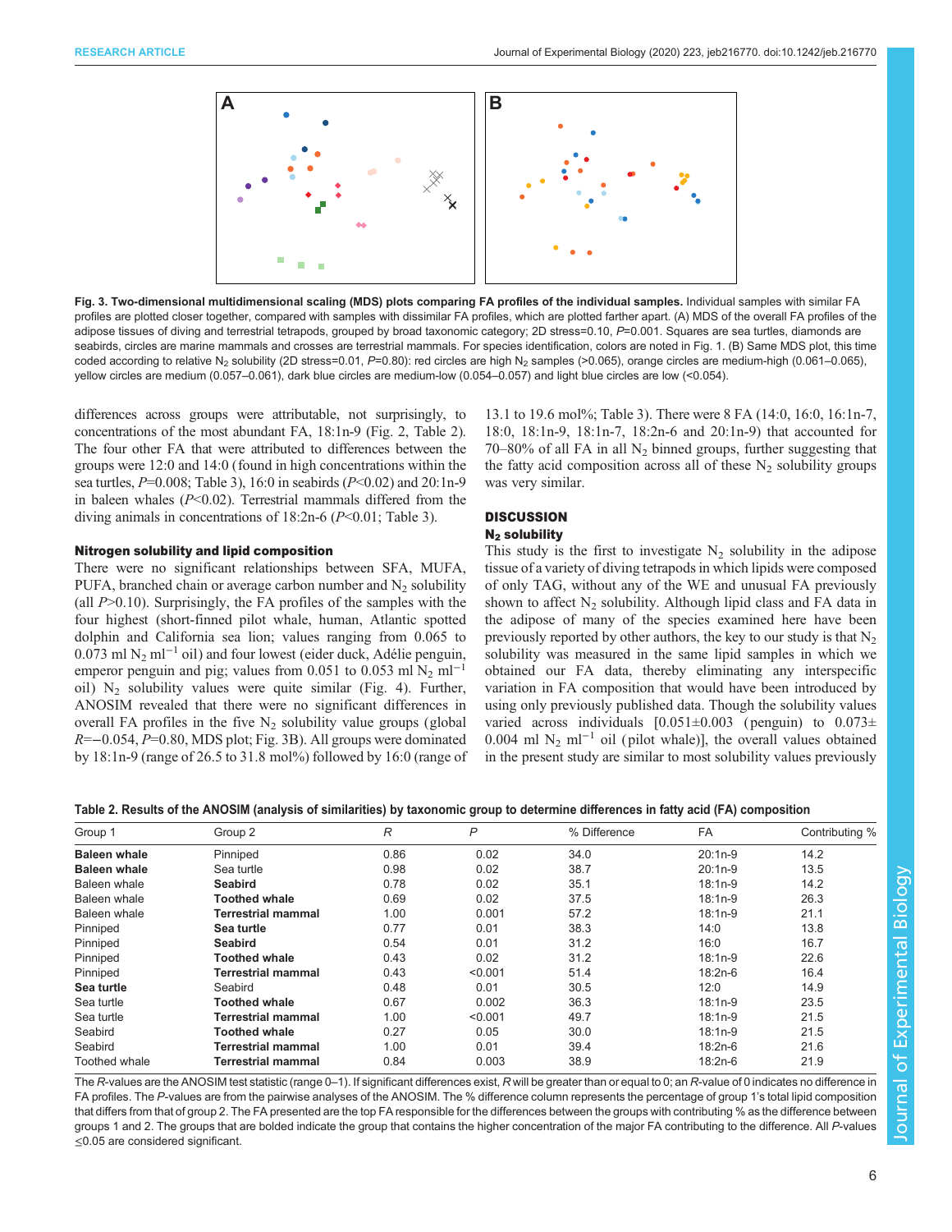**Fig. 3. Two-dimensional multidimensional scaling (MDS) plots comparing FA profiles of the individual samples.** Individual samples with similar FA profiles are plotted closer together, compared with samples with dissimilar FA profiles, which are plotted farther apart. (A) MDS of the overall FA profiles of the adipose tissues of diving and terrestrial tetrapods, grouped by broad taxonomic category; 2D stress=0.10, *P*=0.001. Squares are sea turtles, diamonds are seabirds, circles are marine mammals and crosses are terrestrial mammals. For species identification, colors are noted in Fig. 1. (B) Same MDS plot, this time coded according to relative $N_2$ solubility (2D stress=0.01, *P*=0.80): red circles are high $N_2$ samples (>0.065), orange circles are medium-high (0.061–0.065), yellow circles are medium (0.057–0.061), dark blue circles are medium-low (0.054–0.057) and light blue circles are low (<0.054).

differences across groups were attributable, not surprisingly, to concentrations of the most abundant FA, 18:1n-9 (Fig. 2, Table 2). The four other FA that were attributed to differences between the groups were 12:0 and 14:0 (found in high concentrations within the sea turtles, *P*=0.008; Table 3), 16:0 in seabirds (*P*<0.02) and 20:1n-9 in baleen whales (*P*<0.02). Terrestrial mammals differed from the diving animals in concentrations of 18:2n-6 (*P*<0.01; Table 3).

### Nitrogen solubility and lipid composition

There were no significant relationships between SFA, MUFA, PUFA, branched chain or average carbon number and $N_2$ solubility (all *P*>0.10). Surprisingly, the FA profiles of the samples with the four highest (short-finned pilot whale, human, Atlantic spotted dolphin and California sea lion; values ranging from 0.065 to 0.073 ml $N_2$ ml$^{-1}$ oil) and four lowest (eider duck, Adélie penguin, emperor penguin and pig; values from 0.051 to 0.053 ml $N_2$ ml$^{-1}$ oil) $N_2$ solubility values were quite similar (Fig. 4). Further, ANOSIM revealed that there were no significant differences in overall FA profiles in the five $N_2$ solubility value groups (global *R*=−0.054, *P*=0.80, MDS plot; Fig. 3B). All groups were dominated by 18:1n-9 (range of 26.5 to 31.8 mol%) followed by 16:0 (range of 13.1 to 19.6 mol%; Table 3). There were 8 FA (14:0, 16:0, 16:1n-7, 18:0, 18:1n-9, 18:1n-7, 18:2n-6 and 20:1n-9) that accounted for 70–80% of all FA in all $N_2$ binned groups, further suggesting that the fatty acid composition across all of these $N_2$ solubility groups was very similar.

## DISCUSSION

### $N_2$ solubility

This study is the first to investigate $N_2$ solubility in the adipose tissue of a variety of diving tetrapods in which lipids were composed of only TAG, without any of the WE and unusual FA previously shown to affect $N_2$ solubility. Although lipid class and FA data in the adipose of many of the species examined here have been previously reported by other authors, the key to our study is that $N_2$ solubility was measured in the same lipid samples in which we obtained our FA data, thereby eliminating any interspecific variation in FA composition that would have been introduced by using only previously published data. Though the solubility values varied across individuals [0.051±0.003 (penguin) to 0.073±0.004 ml $N_2$ ml$^{-1}$ oil (pilot whale)], the overall values obtained in the present study are similar to most solubility values previously

**Table 2. Results of the ANOSIM (analysis of similarities) by taxonomic group to determine differences in fatty acid (FA) composition**

| Group 1 | Group 2 | *R* | *P* | % Difference | FA | Contributing % |
|---|---|---|---|---|---|---|
| **Baleen whale** | Pinniped | 0.86 | 0.02 | 34.0 | 20:1n-9 | 14.2 |
| **Baleen whale** | Sea turtle | 0.98 | 0.02 | 38.7 | 20:1n-9 | 13.5 |
| Baleen whale | **Seabird** | 0.78 | 0.02 | 35.1 | 18:1n-9 | 14.2 |
| Baleen whale | **Toothed whale** | 0.69 | 0.02 | 37.5 | 18:1n-9 | 26.3 |
| Baleen whale | **Terrestrial mammal** | 1.00 | 0.001 | 57.2 | 18:1n-9 | 21.1 |
| Pinniped | **Sea turtle** | 0.77 | 0.01 | 38.3 | 14:0 | 13.8 |
| Pinniped | **Seabird** | 0.54 | 0.01 | 31.2 | 16:0 | 16.7 |
| Pinniped | **Toothed whale** | 0.43 | 0.02 | 31.2 | 18:1n-9 | 22.6 |
| Pinniped | **Terrestrial mammal** | 0.43 | <0.001 | 51.4 | 18:2n-6 | 16.4 |
| **Sea turtle** | Seabird | 0.48 | 0.01 | 30.5 | 12:0 | 14.9 |
| Sea turtle | **Toothed whale** | 0.67 | 0.002 | 36.3 | 18:1n-9 | 23.5 |
| Sea turtle | **Terrestrial mammal** | 1.00 | <0.001 | 49.7 | 18:1n-9 | 21.5 |
| Seabird | **Toothed whale** | 0.27 | 0.05 | 30.0 | 18:1n-9 | 21.5 |
| Seabird | **Terrestrial mammal** | 1.00 | 0.01 | 39.4 | 18:2n-6 | 21.6 |
| Toothed whale | **Terrestrial mammal** | 0.84 | 0.003 | 38.9 | 18:2n-6 | 21.9 |

The *R*-values are the ANOSIM test statistic (range 0–1). If significant differences exist, *R* will be greater than or equal to 0; an *R*-value of 0 indicates no difference in FA profiles. The *P*-values are from the pairwise analyses of the ANOSIM. The % difference column represents the percentage of group 1's total lipid composition that differs from that of group 2. The FA presented are the top FA responsible for the differences between the groups with contributing % as the difference between groups 1 and 2. The groups that are bolded indicate the group that contains the higher concentration of the major FA contributing to the difference. All *P*-values ≤0.05 are considered significant.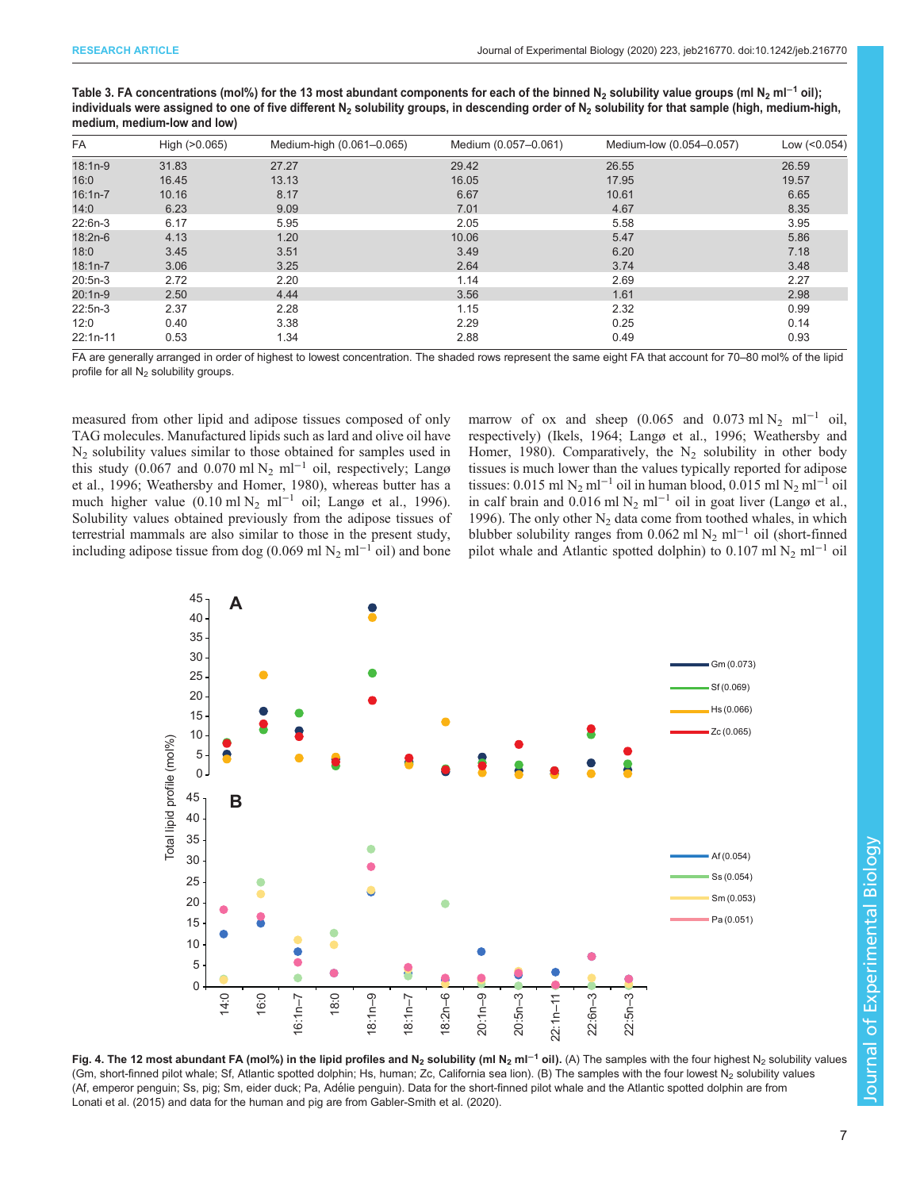**Table 3. FA concentrations (mol%) for the 13 most abundant components for each of the binned $N_2$ solubility value groups (ml $N_2$ ml$^{-1}$ oil); individuals were assigned to one of five different $N_2$ solubility groups, in descending order of $N_2$ solubility for that sample (high, medium-high, medium, medium-low and low)**

| FA | High (>0.065) | Medium-high (0.061–0.065) | Medium (0.057–0.061) | Medium-low (0.054–0.057) | Low (<0.054) |
|---|---|---|---|---|---|
| 18:1n-9 | 31.83 | 27.27 | 29.42 | 26.55 | 26.59 |
| 16:0 | 16.45 | 13.13 | 16.05 | 17.95 | 19.57 |
| 16:1n-7 | 10.16 | 8.17 | 6.67 | 10.61 | 6.65 |
| 14:0 | 6.23 | 9.09 | 7.01 | 4.67 | 8.35 |
| 22:6n-3 | 6.17 | 5.95 | 2.05 | 5.58 | 3.95 |
| 18:2n-6 | 4.13 | 1.20 | 10.06 | 5.47 | 5.86 |
| 18:0 | 3.45 | 3.51 | 3.49 | 6.20 | 7.18 |
| 18:1n-7 | 3.06 | 3.25 | 2.64 | 3.74 | 3.48 |
| 20:5n-3 | 2.72 | 2.20 | 1.14 | 2.69 | 2.27 |
| 20:1n-9 | 2.50 | 4.44 | 3.56 | 1.61 | 2.98 |
| 22:5n-3 | 2.37 | 2.28 | 1.15 | 2.32 | 0.99 |
| 12:0 | 0.40 | 3.38 | 2.29 | 0.25 | 0.14 |
| 22:1n-11 | 0.53 | 1.34 | 2.88 | 0.49 | 0.93 |

FA are generally arranged in order of highest to lowest concentration. The shaded rows represent the same eight FA that account for 70–80 mol% of the lipid profile for all $N_2$ solubility groups.

measured from other lipid and adipose tissues composed of only TAG molecules. Manufactured lipids such as lard and olive oil have $N_2$ solubility values similar to those obtained for samples used in this study (0.067 and 0.070 ml $N_2$ ml$^{-1}$ oil, respectively; Langø et al., 1996; Weathersby and Homer, 1980), whereas butter has a much higher value (0.10 ml $N_2$ ml$^{-1}$ oil; Langø et al., 1996). Solubility values obtained previously from the adipose tissues of terrestrial mammals are also similar to those in the present study, including adipose tissue from dog (0.069 ml $N_2$ ml$^{-1}$ oil) and bone marrow of ox and sheep (0.065 and 0.073 ml $N_2$ ml$^{-1}$ oil, respectively) (Ikels, 1964; Langø et al., 1996; Weathersby and Homer, 1980). Comparatively, the $N_2$ solubility in other body tissues is much lower than the values typically reported for adipose tissues: 0.015 ml $N_2$ ml$^{-1}$ oil in human blood, 0.015 ml $N_2$ ml$^{-1}$ oil in calf brain and 0.016 ml $N_2$ ml$^{-1}$ oil in goat liver (Langø et al., 1996). The only other $N_2$ data come from toothed whales, in which blubber solubility ranges from 0.062 ml $N_2$ ml$^{-1}$ oil (short-finned pilot whale and Atlantic spotted dolphin) to 0.107 ml $N_2$ ml$^{-1}$ oil

**Fig. 4. The 12 most abundant FA (mol%) in the lipid profiles and $N_2$ solubility (ml $N_2$ ml$^{-1}$ oil).** (A) The samples with the four highest $N_2$ solubility values (Gm, short-finned pilot whale; Sf, Atlantic spotted dolphin; Hs, human; Zc, California sea lion). (B) The samples with the four lowest $N_2$ solubility values (Af, emperor penguin; Ss, pig; Sm, eider duck; Pa, Adélie penguin). Data for the short-finned pilot whale and the Atlantic spotted dolphin are from Lonati et al. (2015) and data for the human and pig are from Gabler-Smith et al. (2020).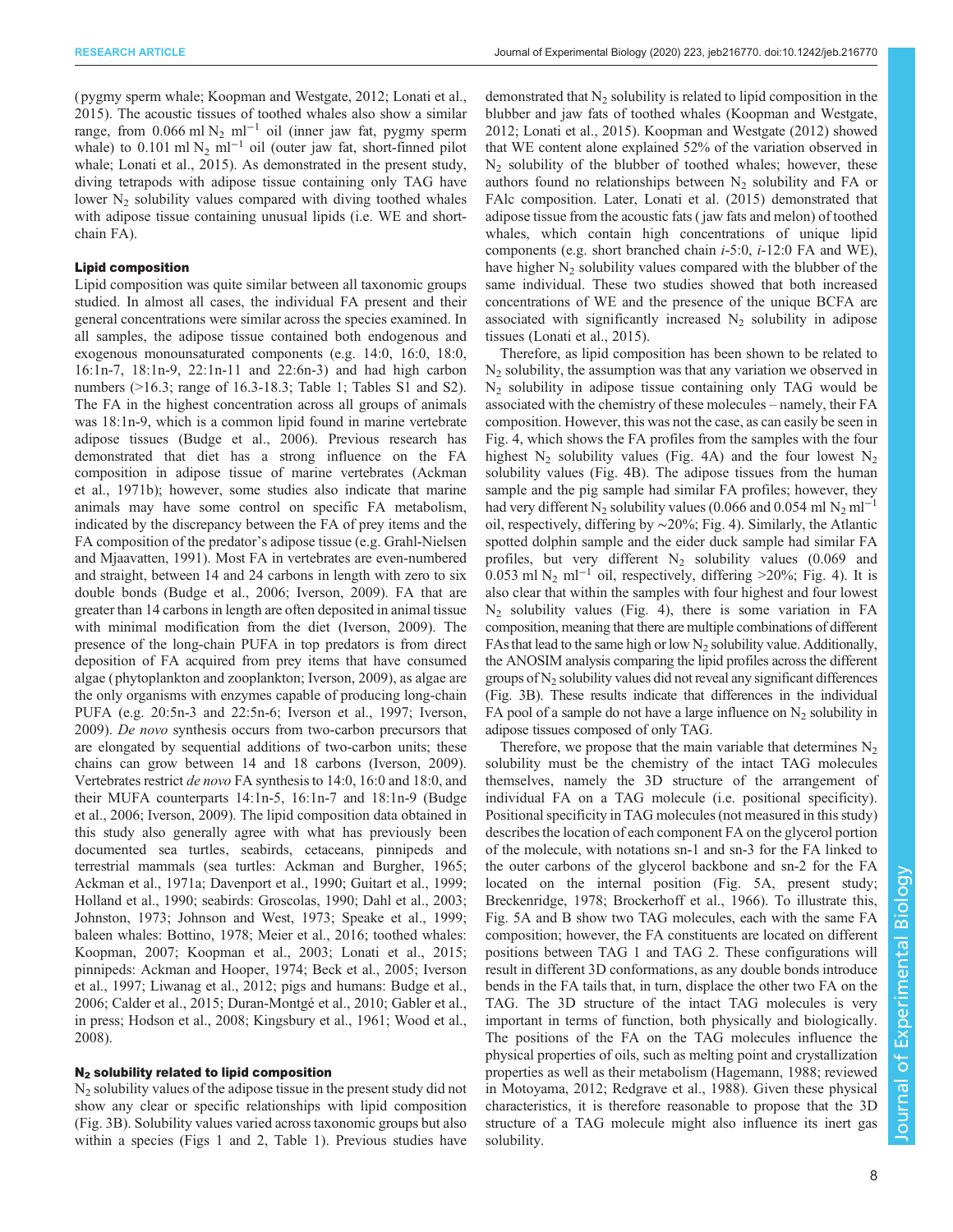(pygmy sperm whale; Koopman and Westgate, 2012; Lonati et al., 2015). The acoustic tissues of toothed whales also show a similar range, from 0.066 ml $N_2$ ml$^{-1}$ oil (inner jaw fat, pygmy sperm whale) to 0.101 ml $N_2$ ml$^{-1}$ oil (outer jaw fat, short-finned pilot whale; Lonati et al., 2015). As demonstrated in the present study, diving tetrapods with adipose tissue containing only TAG have lower $N_2$ solubility values compared with diving toothed whales with adipose tissue containing unusual lipids (i.e. WE and short-chain FA).

### Lipid composition

Lipid composition was quite similar between all taxonomic groups studied. In almost all cases, the individual FA present and their general concentrations were similar across the species examined. In all samples, the adipose tissue contained both endogenous and exogenous monounsaturated components (e.g. 14:0, 16:0, 18:0, 16:1n-7, 18:1n-9, 22:1n-11 and 22:6n-3) and had high carbon numbers (>16.3; range of 16.3-18.3; Table 1; Tables S1 and S2). The FA in the highest concentration across all groups of animals was 18:1n-9, which is a common lipid found in marine vertebrate adipose tissues (Budge et al., 2006). Previous research has demonstrated that diet has a strong influence on the FA composition in adipose tissue of marine vertebrates (Ackman et al., 1971b); however, some studies also indicate that marine animals may have some control on specific FA metabolism, indicated by the discrepancy between the FA of prey items and the FA composition of the predator's adipose tissue (e.g. Grahl-Nielsen and Mjaavatten, 1991). Most FA in vertebrates are even-numbered and straight, between 14 and 24 carbons in length with zero to six double bonds (Budge et al., 2006; Iverson, 2009). FA that are greater than 14 carbons in length are often deposited in animal tissue with minimal modification from the diet (Iverson, 2009). The presence of the long-chain PUFA in top predators is from direct deposition of FA acquired from prey items that have consumed algae (phytoplankton and zooplankton; Iverson, 2009), as algae are the only organisms with enzymes capable of producing long-chain PUFA (e.g. 20:5n-3 and 22:5n-6; Iverson et al., 1997; Iverson, 2009). *De novo* synthesis occurs from two-carbon precursors that are elongated by sequential additions of two-carbon units; these chains can grow between 14 and 18 carbons (Iverson, 2009). Vertebrates restrict *de novo* FA synthesis to 14:0, 16:0 and 18:0, and their MUFA counterparts 14:1n-5, 16:1n-7 and 18:1n-9 (Budge et al., 2006; Iverson, 2009). The lipid composition data obtained in this study also generally agree with what has previously been documented sea turtles, seabirds, cetaceans, pinnipeds and terrestrial mammals (sea turtles: Ackman and Burgher, 1965; Ackman et al., 1971a; Davenport et al., 1990; Guitart et al., 1999; Holland et al., 1990; seabirds: Groscolas, 1990; Dahl et al., 2003; Johnston, 1973; Johnson and West, 1973; Speake et al., 1999; baleen whales: Bottino, 1978; Meier et al., 2016; toothed whales: Koopman, 2007; Koopman et al., 2003; Lonati et al., 2015; pinnipeds: Ackman and Hooper, 1974; Beck et al., 2005; Iverson et al., 1997; Liwanag et al., 2012; pigs and humans: Budge et al., 2006; Calder et al., 2015; Duran-Montgé et al., 2010; Gabler et al., in press; Hodson et al., 2008; Kingsbury et al., 1961; Wood et al., 2008).

### $N_2$ solubility related to lipid composition

$N_2$ solubility values of the adipose tissue in the present study did not show any clear or specific relationships with lipid composition (Fig. 3B). Solubility values varied across taxonomic groups but also within a species (Figs 1 and 2, Table 1). Previous studies have demonstrated that $N_2$ solubility is related to lipid composition in the blubber and jaw fats of toothed whales (Koopman and Westgate, 2012; Lonati et al., 2015). Koopman and Westgate (2012) showed that WE content alone explained 52% of the variation observed in $N_2$ solubility of the blubber of toothed whales; however, these authors found no relationships between $N_2$ solubility and FA or FAlc composition. Later, Lonati et al. (2015) demonstrated that adipose tissue from the acoustic fats (jaw fats and melon) of toothed whales, which contain high concentrations of unique lipid components (e.g. short branched chain *i*-5:0, *i*-12:0 FA and WE), have higher $N_2$ solubility values compared with the blubber of the same individual. These two studies showed that both increased concentrations of WE and the presence of the unique BCFA are associated with significantly increased $N_2$ solubility in adipose tissues (Lonati et al., 2015).

Therefore, as lipid composition has been shown to be related to $N_2$ solubility, the assumption was that any variation we observed in $N_2$ solubility in adipose tissue containing only TAG would be associated with the chemistry of these molecules – namely, their FA composition. However, this was not the case, as can easily be seen in Fig. 4, which shows the FA profiles from the samples with the four highest $N_2$ solubility values (Fig. 4A) and the four lowest $N_2$ solubility values (Fig. 4B). The adipose tissues from the human sample and the pig sample had similar FA profiles; however, they had very different $N_2$ solubility values (0.066 and 0.054 ml $N_2$ ml$^{-1}$ oil, respectively, differing by ∼20%; Fig. 4). Similarly, the Atlantic spotted dolphin sample and the eider duck sample had similar FA profiles, but very different $N_2$ solubility values (0.069 and 0.053 ml $N_2$ ml$^{-1}$ oil, respectively, differing >20%; Fig. 4). It is also clear that within the samples with four highest and four lowest $N_2$ solubility values (Fig. 4), there is some variation in FA composition, meaning that there are multiple combinations of different FAs that lead to the same high or low $N_2$ solubility value. Additionally, the ANOSIM analysis comparing the lipid profiles across the different groups of $N_2$ solubility values did not reveal any significant differences (Fig. 3B). These results indicate that differences in the individual FA pool of a sample do not have a large influence on $N_2$ solubility in adipose tissues composed of only TAG.

Therefore, we propose that the main variable that determines $N_2$ solubility must be the chemistry of the intact TAG molecules themselves, namely the 3D structure of the arrangement of individual FA on a TAG molecule (i.e. positional specificity). Positional specificity in TAG molecules (not measured in this study) describes the location of each component FA on the glycerol portion of the molecule, with notations sn-1 and sn-3 for the FA linked to the outer carbons of the glycerol backbone and sn-2 for the FA located on the internal position (Fig. 5A, present study; Breckenridge, 1978; Brockerhoff et al., 1966). To illustrate this, Fig. 5A and B show two TAG molecules, each with the same FA composition; however, the FA constituents are located on different positions between TAG 1 and TAG 2. These configurations will result in different 3D conformations, as any double bonds introduce bends in the FA tails that, in turn, displace the other two FA on the TAG. The 3D structure of the intact TAG molecules is very important in terms of function, both physically and biologically. The positions of the FA on the TAG molecules influence the physical properties of oils, such as melting point and crystallization properties as well as their metabolism (Hagemann, 1988; reviewed in Motoyama, 2012; Redgrave et al., 1988). Given these physical characteristics, it is therefore reasonable to propose that the 3D structure of a TAG molecule might also influence its inert gas solubility.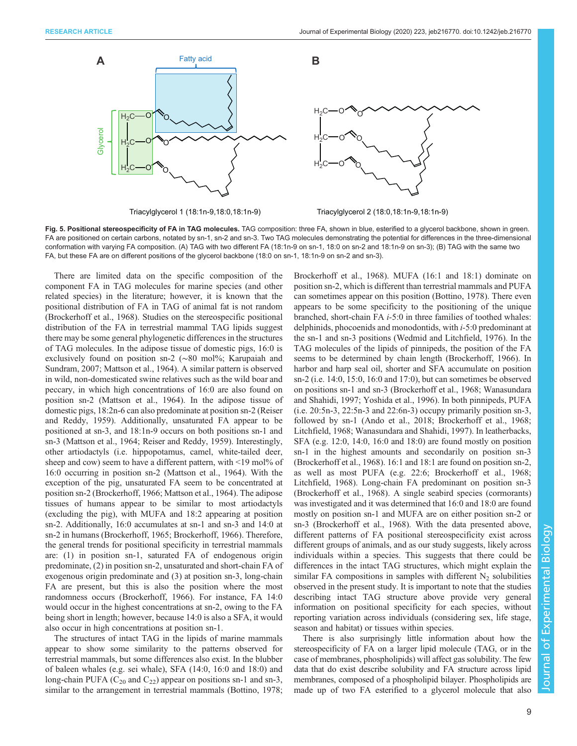Triacylglycerol 1 (18:1n-9,18:0,18:1n-9)

Triacylglycerol 2 (18:0,18:1n-9,18:1n-9)

**Fig. 5. Positional stereospecificity of FA in TAG molecules.** TAG composition: three FA, shown in blue, esterified to a glycerol backbone, shown in green. FA are positioned on certain carbons, notated by sn-1, sn-2 and sn-3. Two TAG molecules demonstrating the potential for differences in the three-dimensional conformation with varying FA composition. (A) TAG with two different FA (18:1n-9 on sn-1, 18:0 on sn-2 and 18:1n-9 on sn-3); (B) TAG with the same two FA, but these FA are on different positions of the glycerol backbone (18:0 on sn-1, 18:1n-9 on sn-2 and sn-3).

There are limited data on the specific composition of the component FA in TAG molecules for marine species (and other related species) in the literature; however, it is known that the positional distribution of FA in TAG of animal fat is not random (Brockerhoff et al., 1968). Studies on the stereospecific positional distribution of the FA in terrestrial mammal TAG lipids suggest there may be some general phylogenetic differences in the structures of TAG molecules. In the adipose tissue of domestic pigs, 16:0 is exclusively found on position sn-2 (~80 mol%; Karupaiah and Sundram, 2007; Mattson et al., 1964). A similar pattern is observed in wild, non-domesticated swine relatives such as the wild boar and peccary, in which high concentrations of 16:0 are also found on position sn-2 (Mattson et al., 1964). In the adipose tissue of domestic pigs, 18:2n-6 can also predominate at position sn-2 (Reiser and Reddy, 1959). Additionally, unsaturated FA appear to be positioned at sn-3, and 18:1n-9 occurs on both positions sn-1 and sn-3 (Mattson et al., 1964; Reiser and Reddy, 1959). Interestingly, other artiodactyls (i.e. hippopotamus, camel, white-tailed deer, sheep and cow) seem to have a different pattern, with <19 mol% of 16:0 occurring in position sn-2 (Mattson et al., 1964). With the exception of the pig, unsaturated FA seem to be concentrated at position sn-2 (Brockerhoff, 1966; Mattson et al., 1964). The adipose tissues of humans appear to be similar to most artiodactyls (excluding the pig), with MUFA and 18:2 appearing at position sn-2. Additionally, 16:0 accumulates at sn-1 and sn-3 and 14:0 at sn-2 in humans (Brockerhoff, 1965; Brockerhoff, 1966). Therefore, the general trends for positional specificity in terrestrial mammals are: (1) in position sn-1, saturated FA of endogenous origin predominate, (2) in position sn-2, unsaturated and short-chain FA of exogenous origin predominate and (3) at position sn-3, long-chain FA are present, but this is also the position where the most randomness occurs (Brockerhoff, 1966). For instance, FA 14:0 would occur in the highest concentrations at sn-2, owing to the FA being short in length; however, because 14:0 is also a SFA, it would also occur in high concentrations at position sn-1.

The structures of intact TAG in the lipids of marine mammals appear to show some similarity to the patterns observed for terrestrial mammals, but some differences also exist. In the blubber of baleen whales (e.g. sei whale), SFA (14:0, 16:0 and 18:0) and long-chain PUFA ($C_{20}$ and $C_{22}$) appear on positions sn-1 and sn-3, similar to the arrangement in terrestrial mammals (Bottino, 1978; Brockerhoff et al., 1968). MUFA (16:1 and 18:1) dominate on position sn-2, which is different than terrestrial mammals and PUFA can sometimes appear on this position (Bottino, 1978). There even appears to be some specificity to the positioning of the unique branched, short-chain FA *i*-5:0 in three families of toothed whales: delphinids, phocoenids and monodontids, with *i*-5:0 predominant at the sn-1 and sn-3 positions (Wedmid and Litchfield, 1976). In the TAG molecules of the lipids of pinnipeds, the position of the FA seems to be determined by chain length (Brockerhoff, 1966). In harbor and harp seal oil, shorter and SFA accumulate on position sn-2 (i.e. 14:0, 15:0, 16:0 and 17:0), but can sometimes be observed on positions sn-1 and sn-3 (Brockerhoff et al., 1968; Wanasundara and Shahidi, 1997; Yoshida et al., 1996). In both pinnipeds, PUFA (i.e. 20:5n-3, 22:5n-3 and 22:6n-3) occupy primarily position sn-3, followed by sn-1 (Ando et al., 2018; Brockerhoff et al., 1968; Litchfield, 1968; Wanasundara and Shahidi, 1997). In leatherbacks, SFA (e.g. 12:0, 14:0, 16:0 and 18:0) are found mostly on position sn-1 in the highest amounts and secondarily on position sn-3 (Brockerhoff et al., 1968). 16:1 and 18:1 are found on position sn-2, as well as most PUFA (e.g. 22:6; Brockerhoff et al., 1968; Litchfield, 1968). Long-chain FA predominant on position sn-3 (Brockerhoff et al., 1968). A single seabird species (cormorants) was investigated and it was determined that 16:0 and 18:0 are found mostly on position sn-1 and MUFA are on either position sn-2 or sn-3 (Brockerhoff et al., 1968). With the data presented above, different patterns of FA positional stereospecificity exist across different groups of animals, and as our study suggests, likely across individuals within a species. This suggests that there could be differences in the intact TAG structures, which might explain the similar FA compositions in samples with different $N_2$ solubilities observed in the present study. It is important to note that the studies describing intact TAG structure above provide very general information on positional specificity for each species, without reporting variation across individuals (considering sex, life stage, season and habitat) or tissues within species.

There is also surprisingly little information about how the stereospecificity of FA on a larger lipid molecule (TAG, or in the case of membranes, phospholipids) will affect gas solubility. The few data that do exist describe solubility and FA structure across lipid membranes, composed of a phospholipid bilayer. Phospholipids are made up of two FA esterified to a glycerol molecule that also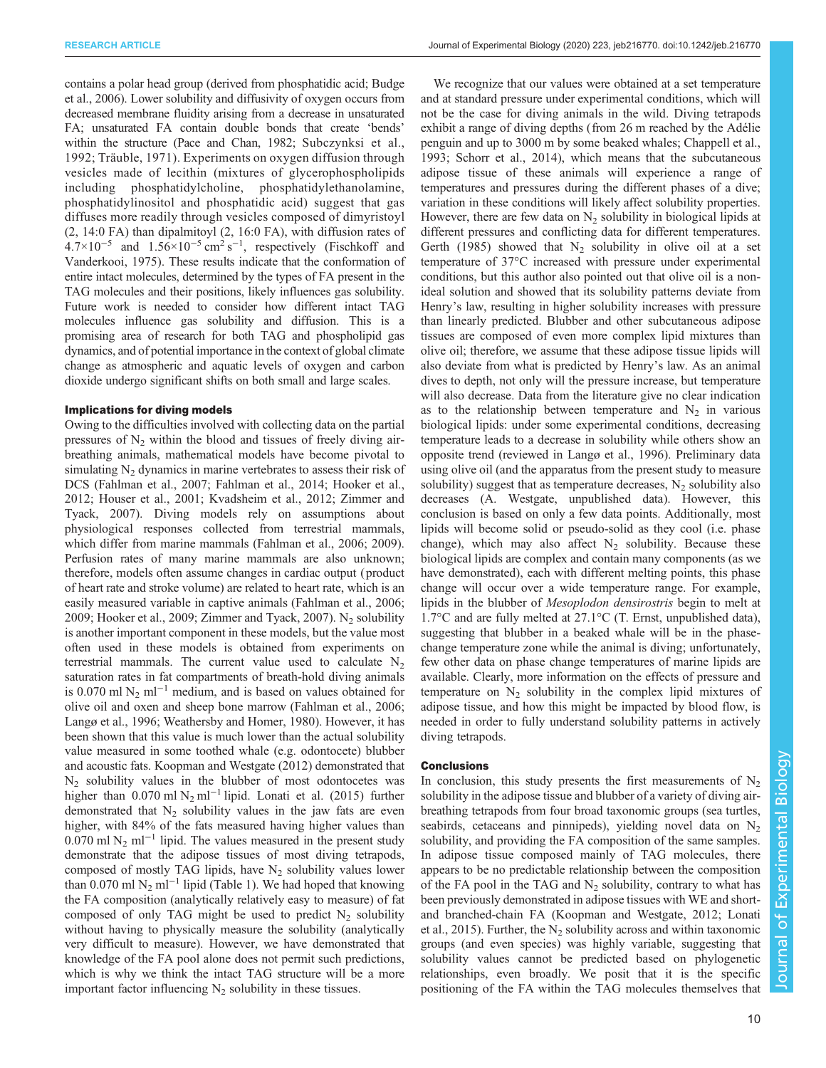contains a polar head group (derived from phosphatidic acid; Budge et al., 2006). Lower solubility and diffusivity of oxygen occurs from decreased membrane fluidity arising from a decrease in unsaturated FA; unsaturated FA contain double bonds that create 'bends' within the structure (Pace and Chan, 1982; Subczynksi et al., 1992; Träuble, 1971). Experiments on oxygen diffusion through vesicles made of lecithin (mixtures of glycerophospholipids including phosphatidylcholine, phosphatidylethanolamine, phosphatidylinositol and phosphatidic acid) suggest that gas diffuses more readily through vesicles composed of dimyristoyl (2, 14:0 FA) than dipalmitoyl (2, 16:0 FA), with diffusion rates of $4.7\times10^{-5}$ and $1.56\times10^{-5}$ $cm^2$ $s^{-1}$, respectively (Fischkoff and Vanderkooi, 1975). These results indicate that the conformation of entire intact molecules, determined by the types of FA present in the TAG molecules and their positions, likely influences gas solubility. Future work is needed to consider how different intact TAG molecules influence gas solubility and diffusion. This is a promising area of research for both TAG and phospholipid gas dynamics, and of potential importance in the context of global climate change as atmospheric and aquatic levels of oxygen and carbon dioxide undergo significant shifts on both small and large scales.

### Implications for diving models

Owing to the difficulties involved with collecting data on the partial pressures of $N_2$ within the blood and tissues of freely diving air-breathing animals, mathematical models have become pivotal to simulating $N_2$ dynamics in marine vertebrates to assess their risk of DCS (Fahlman et al., 2007; Fahlman et al., 2014; Hooker et al., 2012; Houser et al., 2001; Kvadsheim et al., 2012; Zimmer and Tyack, 2007). Diving models rely on assumptions about physiological responses collected from terrestrial mammals, which differ from marine mammals (Fahlman et al., 2006; 2009). Perfusion rates of many marine mammals are also unknown; therefore, models often assume changes in cardiac output (product of heart rate and stroke volume) are related to heart rate, which is an easily measured variable in captive animals (Fahlman et al., 2006; 2009; Hooker et al., 2009; Zimmer and Tyack, 2007). $N_2$ solubility is another important component in these models, but the value most often used in these models is obtained from experiments on terrestrial mammals. The current value used to calculate $N_2$ saturation rates in fat compartments of breath-hold diving animals is 0.070 ml $N_2$ $ml^{-1}$ medium, and is based on values obtained for olive oil and oxen and sheep bone marrow (Fahlman et al., 2006; Langø et al., 1996; Weathersby and Homer, 1980). However, it has been shown that this value is much lower than the actual solubility value measured in some toothed whale (e.g. odontocete) blubber and acoustic fats. Koopman and Westgate (2012) demonstrated that $N_2$ solubility values in the blubber of most odontocetes was higher than 0.070 ml $N_2$ $ml^{-1}$ lipid. Lonati et al. (2015) further demonstrated that $N_2$ solubility values in the jaw fats are even higher, with 84% of the fats measured having higher values than 0.070 ml $N_2$ $ml^{-1}$ lipid. The values measured in the present study demonstrate that the adipose tissues of most diving tetrapods, composed of mostly TAG lipids, have $N_2$ solubility values lower than 0.070 ml $N_2$ $ml^{-1}$ lipid (Table 1). We had hoped that knowing the FA composition (analytically relatively easy to measure) of fat composed of only TAG might be used to predict $N_2$ solubility without having to physically measure the solubility (analytically very difficult to measure). However, we have demonstrated that knowledge of the FA pool alone does not permit such predictions, which is why we think the intact TAG structure will be a more important factor influencing $N_2$ solubility in these tissues.

We recognize that our values were obtained at a set temperature and at standard pressure under experimental conditions, which will not be the case for diving animals in the wild. Diving tetrapods exhibit a range of diving depths (from 26 m reached by the Adélie penguin and up to 3000 m by some beaked whales; Chappell et al., 1993; Schorr et al., 2014), which means that the subcutaneous adipose tissue of these animals will experience a range of temperatures and pressures during the different phases of a dive; variation in these conditions will likely affect solubility properties. However, there are few data on $N_2$ solubility in biological lipids at different pressures and conflicting data for different temperatures. Gerth (1985) showed that $N_2$ solubility in olive oil at a set temperature of 37°C increased with pressure under experimental conditions, but this author also pointed out that olive oil is a non-ideal solution and showed that its solubility patterns deviate from Henry's law, resulting in higher solubility increases with pressure than linearly predicted. Blubber and other subcutaneous adipose tissues are composed of even more complex lipid mixtures than olive oil; therefore, we assume that these adipose tissue lipids will also deviate from what is predicted by Henry's law. As an animal dives to depth, not only will the pressure increase, but temperature will also decrease. Data from the literature give no clear indication as to the relationship between temperature and $N_2$ in various biological lipids: under some experimental conditions, decreasing temperature leads to a decrease in solubility while others show an opposite trend (reviewed in Langø et al., 1996). Preliminary data using olive oil (and the apparatus from the present study to measure solubility) suggest that as temperature decreases, $N_2$ solubility also decreases (A. Westgate, unpublished data). However, this conclusion is based on only a few data points. Additionally, most lipids will become solid or pseudo-solid as they cool (i.e. phase change), which may also affect $N_2$ solubility. Because these biological lipids are complex and contain many components (as we have demonstrated), each with different melting points, this phase change will occur over a wide temperature range. For example, lipids in the blubber of *Mesoplodon densirostris* begin to melt at 1.7°C and are fully melted at 27.1°C (T. Ernst, unpublished data), suggesting that blubber in a beaked whale will be in the phase-change temperature zone while the animal is diving; unfortunately, few other data on phase change temperatures of marine lipids are available. Clearly, more information on the effects of pressure and temperature on $N_2$ solubility in the complex lipid mixtures of adipose tissue, and how this might be impacted by blood flow, is needed in order to fully understand solubility patterns in actively diving tetrapods.

### Conclusions

In conclusion, this study presents the first measurements of $N_2$ solubility in the adipose tissue and blubber of a variety of diving air-breathing tetrapods from four broad taxonomic groups (sea turtles, seabirds, cetaceans and pinnipeds), yielding novel data on $N_2$ solubility, and providing the FA composition of the same samples. In adipose tissue composed mainly of TAG molecules, there appears to be no predictable relationship between the composition of the FA pool in the TAG and $N_2$ solubility, contrary to what has been previously demonstrated in adipose tissues with WE and short- and branched-chain FA (Koopman and Westgate, 2012; Lonati et al., 2015). Further, the $N_2$ solubility across and within taxonomic groups (and even species) was highly variable, suggesting that solubility values cannot be predicted based on phylogenetic relationships, even broadly. We posit that it is the specific positioning of the FA within the TAG molecules themselves that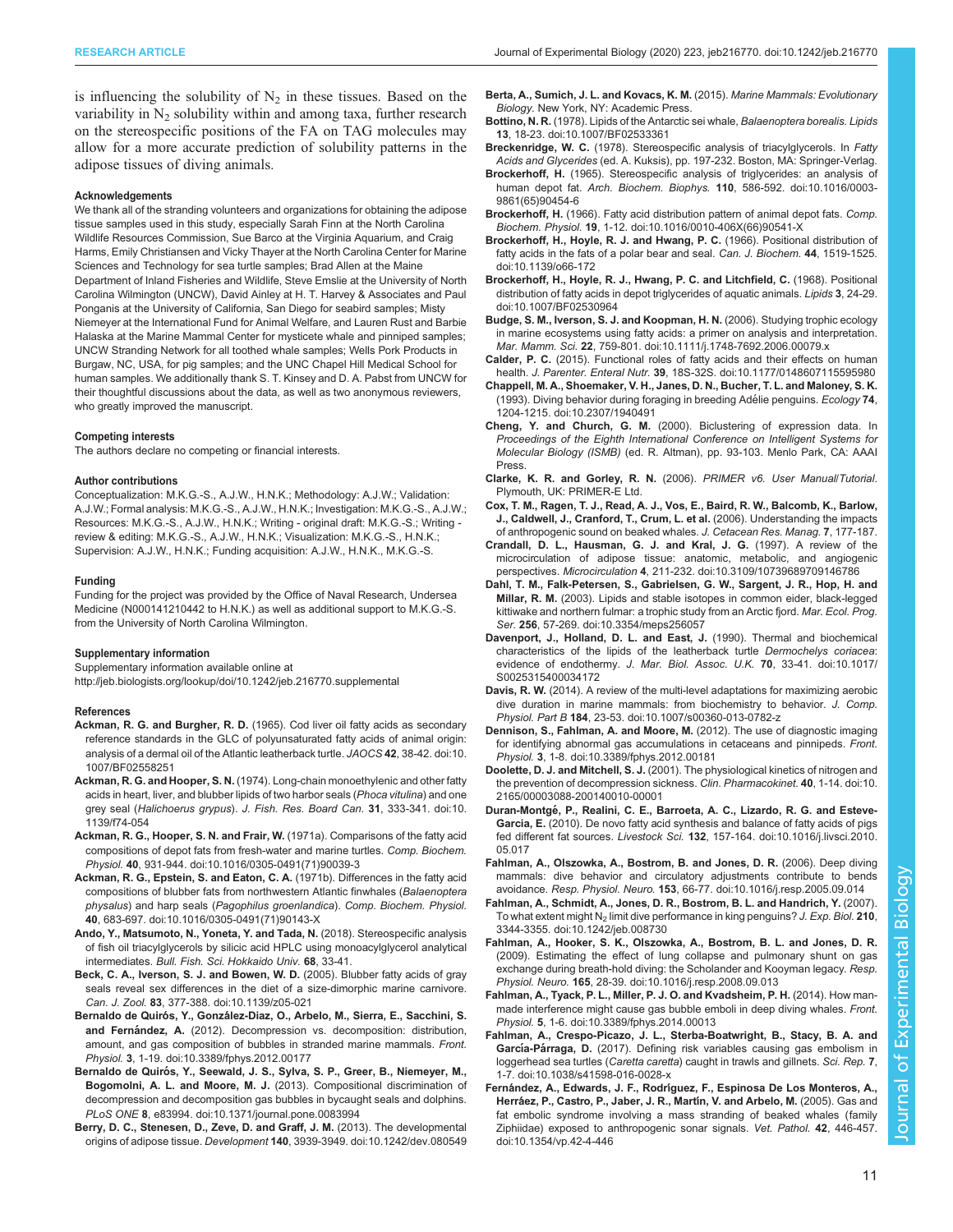is influencing the solubility of $N_2$ in these tissues. Based on the variability in $N_2$ solubility within and among taxa, further research on the stereospecific positions of the FA on TAG molecules may allow for a more accurate prediction of solubility patterns in the adipose tissues of diving animals.

#### Acknowledgements

We thank all of the stranding volunteers and organizations for obtaining the adipose tissue samples used in this study, especially Sarah Finn at the North Carolina Wildlife Resources Commission, Sue Barco at the Virginia Aquarium, and Craig Harms, Emily Christiansen and Vicky Thayer at the North Carolina Center for Marine Sciences and Technology for sea turtle samples; Brad Allen at the Maine Department of Inland Fisheries and Wildlife, Steve Emslie at the University of North Carolina Wilmington (UNCW), David Ainley at H. T. Harvey & Associates and Paul Ponganis at the University of California, San Diego for seabird samples; Misty Niemeyer at the International Fund for Animal Welfare, and Lauren Rust and Barbie Halaska at the Marine Mammal Center for mysticete whale and pinniped samples; UNCW Stranding Network for all toothed whale samples; Wells Pork Products in Burgaw, NC, USA, for pig samples; and the UNC Chapel Hill Medical School for human samples. We additionally thank S. T. Kinsey and D. A. Pabst from UNCW for their thoughtful discussions about the data, as well as two anonymous reviewers, who greatly improved the manuscript.

#### Competing interests

The authors declare no competing or financial interests.

#### Author contributions

Conceptualization: M.K.G.-S., A.J.W., H.N.K.; Methodology: A.J.W.; Validation: A.J.W.; Formal analysis: M.K.G.-S., A.J.W., H.N.K.; Investigation: M.K.G.-S., A.J.W.; Resources: M.K.G.-S., A.J.W., H.N.K.; Writing - original draft: M.K.G.-S.; Writing - review & editing: M.K.G.-S., A.J.W., H.N.K.; Visualization: M.K.G.-S., H.N.K.; Supervision: A.J.W., H.N.K.; Funding acquisition: A.J.W., H.N.K., M.K.G.-S.

#### Funding

Funding for the project was provided by the Office of Naval Research, Undersea Medicine (N000141210442 to H.N.K.) as well as additional support to M.K.G.-S. from the University of North Carolina Wilmington.

#### Supplementary information

Supplementary information available online at http://jeb.biologists.org/lookup/doi/10.1242/jeb.216770.supplemental

#### References

**Ackman, R. G. and Burgher, R. D.** (1965). Cod liver oil fatty acids as secondary reference standards in the GLC of polyunsaturated fatty acids of animal origin: analysis of a dermal oil of the Atlantic leatherback turtle. *JAOCS* **42**, 38-42. doi:10.1007/BF02558251

**Ackman, R. G. and Hooper, S. N.** (1974). Long-chain monoethylenic and other fatty acids in heart, liver, and blubber lipids of two harbor seals (*Phoca vitulina*) and one grey seal (*Halichoerus grypus*). *J. Fish. Res. Board Can.* **31**, 333-341. doi:10.1139/f74-054

**Ackman, R. G., Hooper, S. N. and Frair, W.** (1971a). Comparisons of the fatty acid compositions of depot fats from fresh-water and marine turtles. *Comp. Biochem. Physiol.* **40**, 931-944. doi:10.1016/0305-0491(71)90039-3

**Ackman, R. G., Epstein, S. and Eaton, C. A.** (1971b). Differences in the fatty acid compositions of blubber fats from northwestern Atlantic finwhales (*Balaenoptera physalus*) and harp seals (*Pagophilus groenlandica*). *Comp. Biochem. Physiol.* **40**, 683-697. doi:10.1016/0305-0491(71)90143-X

**Ando, Y., Matsumoto, N., Yoneta, Y. and Tada, N.** (2018). Stereospecific analysis of fish oil triacylglycerols by silicic acid HPLC using monoacylglycerol analytical intermediates. *Bull. Fish. Sci. Hokkaido Univ.* **68**, 33-41.

**Beck, C. A., Iverson, S. J. and Bowen, W. D.** (2005). Blubber fatty acids of gray seals reveal sex differences in the diet of a size-dimorphic marine carnivore. *Can. J. Zool.* **83**, 377-388. doi:10.1139/z05-021

**Bernaldo de Quirós, Y., González-Diaz, O., Arbelo, M., Sierra, E., Sacchini, S. and Fernández, A.** (2012). Decompression vs. decomposition: distribution, amount, and gas composition of bubbles in stranded marine mammals. *Front. Physiol.* **3**, 1-19. doi:10.3389/fphys.2012.00177

**Bernaldo de Quirós, Y., Seewald, J. S., Sylva, S. P., Greer, B., Niemeyer, M., Bogomolni, A. L. and Moore, M. J.** (2013). Compositional discrimination of decompression and decomposition gas bubbles in bycaught seals and dolphins. *PLoS ONE* **8**, e83994. doi:10.1371/journal.pone.0083994

**Berry, D. C., Stenesen, D., Zeve, D. and Graff, J. M.** (2013). The developmental origins of adipose tissue. *Development* **140**, 3939-3949. doi:10.1242/dev.080549

**Berta, A., Sumich, J. L. and Kovacs, K. M.** (2015). *Marine Mammals: Evolutionary Biology*. New York, NY: Academic Press.

**Bottino, N. R.** (1978). Lipids of the Antarctic sei whale, *Balaenoptera borealis*. *Lipids* **13**, 18-23. doi:10.1007/BF02533361

**Breckenridge, W. C.** (1978). Stereospecific analysis of triacylglycerols. In *Fatty Acids and Glycerides* (ed. A. Kuksis), pp. 197-232. Boston, MA: Springer-Verlag.

**Brockerhoff, H.** (1965). Stereospecific analysis of triglycerides: an analysis of human depot fat. *Arch. Biochem. Biophys.* **110**, 586-592. doi:10.1016/0003-9861(65)90454-6

**Brockerhoff, H.** (1966). Fatty acid distribution pattern of animal depot fats. *Comp. Biochem. Physiol.* **19**, 1-12. doi:10.1016/0010-406X(66)90541-X

**Brockerhoff, H., Hoyle, R. J. and Hwang, P. C.** (1966). Positional distribution of fatty acids in the fats of a polar bear and seal. *Can. J. Biochem.* **44**, 1519-1525. doi:10.1139/o66-172

**Brockerhoff, H., Hoyle, R. J., Hwang, P. C. and Litchfield, C.** (1968). Positional distribution of fatty acids in depot triglycerides of aquatic animals. *Lipids* **3**, 24-29. doi:10.1007/BF02530964

**Budge, S. M., Iverson, S. J. and Koopman, H. N.** (2006). Studying trophic ecology in marine ecosystems using fatty acids: a primer on analysis and interpretation. *Mar. Mamm. Sci.* **22**, 759-801. doi:10.1111/j.1748-7692.2006.00079.x

**Calder, P. C.** (2015). Functional roles of fatty acids and their effects on human health. *J. Parenter. Enteral Nutr.* **39**, 18S-32S. doi:10.1177/0148607115595980

**Chappell, M. A., Shoemaker, V. H., Janes, D. N., Bucher, T. L. and Maloney, S. K.** (1993). Diving behavior during foraging in breeding Adélie penguins. *Ecology* **74**, 1204-1215. doi:10.2307/1940491

**Cheng, Y. and Church, G. M.** (2000). Biclustering of expression data. In *Proceedings of the Eighth International Conference on Intelligent Systems for Molecular Biology (ISMB)* (ed. R. Altman), pp. 93-103. Menlo Park, CA: AAAI Press.

**Clarke, K. R. and Gorley, R. N.** (2006). *PRIMER v6. User Manual/Tutorial*. Plymouth, UK: PRIMER-E Ltd.

**Cox, T. M., Ragen, T. J., Read, A. J., Vos, E., Baird, R. W., Balcomb, K., Barlow, J., Caldwell, J., Cranford, T., Crum, L. et al.** (2006). Understanding the impacts of anthropogenic sound on beaked whales. *J. Cetacean Res. Manag.* **7**, 177-187.

**Crandall, D. L., Hausman, G. J. and Kral, J. G.** (1997). A review of the microcirculation of adipose tissue: anatomic, metabolic, and angiogenic perspectives. *Microcirculation* **4**, 211-232. doi:10.3109/10739689709146786

**Dahl, T. M., Falk-Petersen, S., Gabrielsen, G. W., Sargent, J. R., Hop, H. and Millar, R. M.** (2003). Lipids and stable isotopes in common eider, black-legged kittiwake and northern fulmar: a trophic study from an Arctic fjord. *Mar. Ecol. Prog. Ser.* **256**, 57-269. doi:10.3354/meps256057

**Davenport, J., Holland, D. L. and East, J.** (1990). Thermal and biochemical characteristics of the lipids of the leatherback turtle *Dermochelys coriacea*: evidence of endothermy. *J. Mar. Biol. Assoc. U.K.* **70**, 33-41. doi:10.1017/S0025315400034172

**Davis, R. W.** (2014). A review of the multi-level adaptations for maximizing aerobic dive duration in marine mammals: from biochemistry to behavior. *J. Comp. Physiol. Part B* **184**, 23-53. doi:10.1007/s00360-013-0782-z

**Dennison, S., Fahlman, A. and Moore, M.** (2012). The use of diagnostic imaging for identifying abnormal gas accumulations in cetaceans and pinnipeds. *Front. Physiol.* **3**, 1-8. doi:10.3389/fphys.2012.00181

**Doolette, D. J. and Mitchell, S. J.** (2001). The physiological kinetics of nitrogen and the prevention of decompression sickness. *Clin. Pharmacokinet.* **40**, 1-14. doi:10.2165/00003088-200140010-00001

**Duran-Montgé, P., Realini, C. E., Barroeta, A. C., Lizardo, R. G. and Esteve-Garcia, E.** (2010). De novo fatty acid synthesis and balance of fatty acids of pigs fed different fat sources. *Livestock Sci.* **132**, 157-164. doi:10.1016/j.livsci.2010.05.017

**Fahlman, A., Olszowka, A., Bostrom, B. and Jones, D. R.** (2006). Deep diving mammals: dive behavior and circulatory adjustments contribute to bends avoidance. *Resp. Physiol. Neuro.* **153**, 66-77. doi:10.1016/j.resp.2005.09.014

**Fahlman, A., Schmidt, A., Jones, D. R., Bostrom, B. L. and Handrich, Y.** (2007). To what extent might $N_2$ limit dive performance in king penguins? *J. Exp. Biol.* **210**, 3344-3355. doi:10.1242/jeb.008730

**Fahlman, A., Hooker, S. K., Olszowka, A., Bostrom, B. L. and Jones, D. R.** (2009). Estimating the effect of lung collapse and pulmonary shunt on gas exchange during breath-hold diving: the Scholander and Kooyman legacy. *Resp. Physiol. Neuro.* **165**, 28-39. doi:10.1016/j.resp.2008.09.013

**Fahlman, A., Tyack, P. L., Miller, P. J. O. and Kvadsheim, P. H.** (2014). How man-made interference might cause gas bubble emboli in deep diving whales. *Front. Physiol.* **5**, 1-6. doi:10.3389/fphys.2014.00013

**Fahlman, A., Crespo-Picazo, J. L., Sterba-Boatwright, B., Stacy, B. A. and García-Párraga, D.** (2017). Defining risk variables causing gas embolism in loggerhead sea turtles (*Caretta caretta*) caught in trawls and gillnets. *Sci. Rep.* **7**, 1-7. doi:10.1038/s41598-016-0028-x

**Fernández, A., Edwards, J. F., Rodríguez, F., Espinosa De Los Monteros, A., Herráez, P., Castro, P., Jaber, J. R., Martín, V. and Arbelo, M.** (2005). Gas and fat embolic syndrome involving a mass stranding of beaked whales (family Ziphiidae) exposed to anthropogenic sonar signals. *Vet. Pathol.* **42**, 446-457. doi:10.1354/vp.42-4-446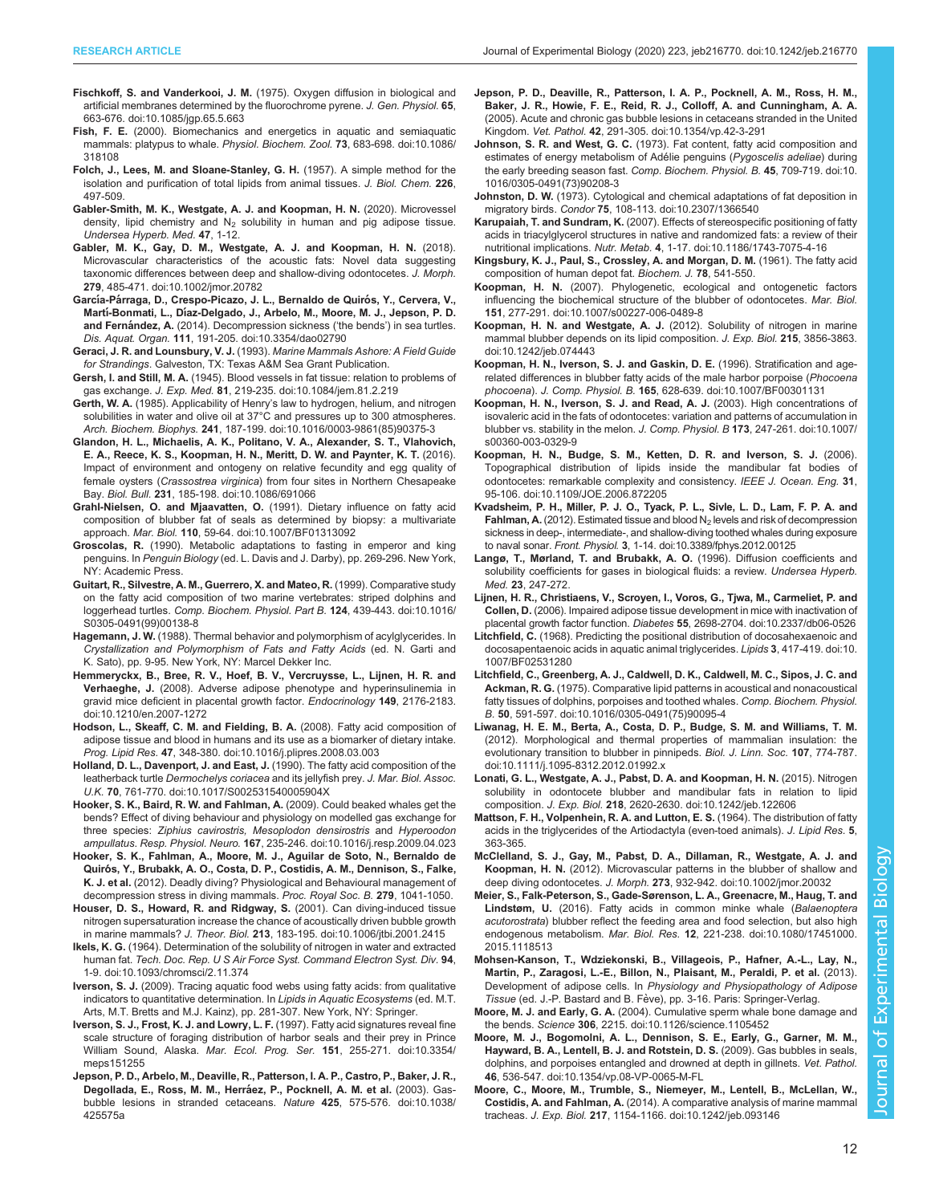**Fischkoff, S. and Vanderkooi, J. M.** (1975). Oxygen diffusion in biological and artificial membranes determined by the fluorochrome pyrene. *J. Gen. Physiol.* **65**, 663-676. doi:10.1085/jgp.65.5.663

**Fish, F. E.** (2000). Biomechanics and energetics in aquatic and semiaquatic mammals: platypus to whale. *Physiol. Biochem. Zool.* **73**, 683-698. doi:10.1086/318108

**Folch, J., Lees, M. and Sloane-Stanley, G. H.** (1957). A simple method for the isolation and purification of total lipids from animal tissues. *J. Biol. Chem.* **226**, 497-509.

**Gabler-Smith, M. K., Westgate, A. J. and Koopman, H. N.** (2020). Microvessel density, lipid chemistry and $N_2$ solubility in human and pig adipose tissue. *Undersea Hyperb. Med.* **47**, 1-12.

**Gabler, M. K., Gay, D. M., Westgate, A. J. and Koopman, H. N.** (2018). Microvascular characteristics of the acoustic fats: Novel data suggesting taxonomic differences between deep and shallow-diving odontocetes. *J. Morph.* **279**, 485-471. doi:10.1002/jmor.20782

**García-Párraga, D., Crespo-Picazo, J. L., Bernardo de Quirós, Y., Cervera, V., Martí-Bonmati, L., Díaz-Delgado, J., Arbelo, M., Moore, M. J., Jepson, P. D. and Fernández, A.** (2014). Decompression sickness ('the bends') in sea turtles. *Dis. Aquat. Organ.* **111**, 191-205. doi:10.3354/dao02790

**Geraci, J. R. and Lounsbury, V. J.** (1993). *Marine Mammals Ashore: A Field Guide for Strandings*. Galveston, TX: Texas A&M Sea Grant Publication.

**Gersh, I. and Still, M. A.** (1945). Blood vessels in fat tissue: relation to problems of gas exchange. *J. Exp. Med.* **81**, 219-235. doi:10.1084/jem.81.2.219

**Gerth, W. A.** (1985). Applicability of Henry's law to hydrogen, helium, and nitrogen solubilities in water and olive oil at 37°C and pressures up to 300 atmospheres. *Arch. Biochem. Biophys.* **241**, 187-199. doi:10.1016/0003-9861(85)90375-3

**Glandon, H. L., Michaelis, A. K., Politano, V. A., Alexander, S. T., Vlahovich, E. A., Reece, K. S., Koopman, H. N., Meritt, D. W. and Paynter, K. T.** (2016). Impact of environment and ontogeny on relative fecundity and egg quality of female oysters (*Crassostrea virginica*) from four sites in Northern Chesapeake Bay. *Biol. Bull.* **231**, 185-198. doi:10.1086/691066

**Grahl-Nielsen, O. and Mjaavatten, O.** (1991). Dietary influence on fatty acid composition of blubber fat of seals as determined by biopsy: a multivariate approach. *Mar. Biol.* **110**, 59-64. doi:10.1007/BF01313092

**Groscolas, R.** (1990). Metabolic adaptations to fasting in emperor and king penguins. In *Penguin Biology* (ed. L. Davis and J. Darby), pp. 269-296. New York, NY: Academic Press.

**Guitart, R., Silvestre, A. M., Guerrero, X. and Mateo, R.** (1999). Comparative study on the fatty acid composition of two marine vertebrates: striped dolphins and loggerhead turtles. *Comp. Biochem. Physiol. Part B.* **124**, 439-443. doi:10.1016/S0305-0491(99)00138-8

**Hagemann, J. W.** (1988). Thermal behavior and polymorphism of acylglycerides. In *Crystallization and Polymorphism of Fats and Fatty Acids* (ed. N. Garti and K. Sato), pp. 9-95. New York, NY: Marcel Dekker Inc.

**Hemmeryckx, B., Bree, R. V., Hoef, B. V., Vercruysse, L., Lijnen, H. R. and Verhaeghe, J.** (2008). Adverse adipose phenotype and hyperinsulinemia in gravid mice deficient in placental growth factor. *Endocrinology* **149**, 2176-2183. doi:10.1210/en.2007-1272

**Hodson, L., Skeaff, C. M. and Fielding, B. A.** (2008). Fatty acid composition of adipose tissue and blood in humans and its use as a biomarker of dietary intake. *Prog. Lipid Res.* **47**, 348-380. doi:10.1016/j.plipres.2008.03.003

**Holland, D. L., Davenport, J. and East, J.** (1990). The fatty acid composition of the leatherback turtle *Dermochelys coriacea* and its jellyfish prey. *J. Mar. Biol. Assoc. U.K.* **70**, 761-770. doi:10.1017/S002531540005904X

**Hooker, S. K., Baird, R. W. and Fahlman, A.** (2009). Could beaked whales get the bends? Effect of diving behaviour and physiology on modelled gas exchange for three species: *Ziphius cavirostris, Mesoplodon densirostris* and *Hyperoodon ampullatus*. *Resp. Physiol. Neuro.* **167**, 235-246. doi:10.1016/j.resp.2009.04.023

**Hooker, S. K., Fahlman, A., Moore, M. J., Aguilar de Soto, N., Bernardo de Quirós, Y., Brubakk, A. O., Costa, D. P., Costidis, A. M., Dennison, S., Falke, K. J. et al.** (2012). Deadly diving? Physiological and Behavioural management of decompression stress in diving mammals. *Proc. Royal Soc. B.* **279**, 1041-1050.

**Houser, D. S., Howard, R. and Ridgway, S.** (2001). Can diving-induced tissue nitrogen supersaturation increase the chance of acoustically driven bubble growth in marine mammals? *J. Theor. Biol.* **213**, 183-195. doi:10.1006/jtbi.2001.2415

**Ikels, K. G.** (1964). Determination of the solubility of nitrogen in water and extracted human fat. *Tech. Doc. Rep. U S Air Force Syst. Command Electron Syst. Div.* **94**, 1-9. doi:10.1093/chromsci/2.11.374

**Iverson, S. J.** (2009). Tracing aquatic food webs using fatty acids: from qualitative indicators to quantitative determination. In *Lipids in Aquatic Ecosystems* (ed. M.T. Arts, M.T. Bretts and M.J. Kainz), pp. 281-307. New York, NY: Springer.

**Iverson, S. J., Frost, K. J. and Lowry, L. F.** (1997). Fatty acid signatures reveal fine scale structure of foraging distribution of harbor seals and their prey in Prince William Sound, Alaska. *Mar. Ecol. Prog. Ser.* **151**, 255-271. doi:10.3354/meps151255

**Jepson, P. D., Arbelo, M., Deaville, R., Patterson, I. A. P., Castro, P., Baker, J. R., Degollada, E., Ross, M. M., Herráez, P., Pocknell, A. M. et al.** (2003). Gas-bubble lesions in stranded cetaceans. *Nature* **425**, 575-576. doi:10.1038/425575a

**Jepson, P. D., Deaville, R., Patterson, I. A. P., Pocknell, A. M., Ross, H. M., Baker, J. R., Howie, F. E., Reid, R. J., Colloff, A. and Cunningham, A. A.** (2005). Acute and chronic gas bubble lesions in cetaceans stranded in the United Kingdom. *Vet. Pathol.* **42**, 291-305. doi:10.1354/vp.42-3-291

**Johnson, S. R. and West, G. C.** (1973). Fat content, fatty acid composition and estimates of energy metabolism of Adélie penguins (*Pygoscelis adeliae*) during the early breeding season fast. *Comp. Biochem. Physiol. B.* **45**, 709-719. doi:10.1016/0305-0491(73)90208-3

**Johnston, D. W.** (1973). Cytological and chemical adaptations of fat deposition in migratory birds. *Condor* **75**, 108-113. doi:10.2307/1366540

**Karupaiah, T. and Sundram, K.** (2007). Effects of stereospecific positioning of fatty acids in triacylglycerol structures in native and randomized fats: a review of their nutritional implications. *Nutr. Metab.* **4**, 1-17. doi:10.1186/1743-7075-4-16

**Kingsbury, K. J., Paul, S., Crossley, A. and Morgan, D. M.** (1961). The fatty acid composition of human depot fat. *Biochem. J.* **78**, 541-550.

**Koopman, H. N.** (2007). Phylogenetic, ecological and ontogenetic factors influencing the biochemical structure of the blubber of odontocetes. *Mar. Biol.* **151**, 277-291. doi:10.1007/s00227-006-0489-8

**Koopman, H. N. and Westgate, A. J.** (2012). Solubility of nitrogen in marine mammal blubber depends on its lipid composition. *J. Exp. Biol.* **215**, 3856-3863. doi:10.1242/jeb.074443

**Koopman, H. N., Iverson, S. J. and Gaskin, D. E.** (1996). Stratification and age-related differences in blubber fatty acids of the male harbor porpoise (*Phocoena phocoena*). *J. Comp. Physiol. B.* **165**, 628-639. doi:10.1007/BF00301131

**Koopman, H. N., Iverson, S. J. and Read, A. J.** (2003). High concentrations of isovaleric acid in the fats of odontocetes: variation and patterns of accumulation in blubber vs. stability in the melon. *J. Comp. Physiol. B* **173**, 247-261. doi:10.1007/s00360-003-0329-9

**Koopman, H. N., Budge, S. M., Ketten, D. R. and Iverson, S. J.** (2006). Topographical distribution of lipids inside the mandibular fat bodies of odontocetes: remarkable complexity and consistency. *IEEE J. Ocean. Eng.* **31**, 95-106. doi:10.1109/JOE.2006.872205

**Kvadsheim, P. H., Miller, P. J. O., Tyack, P. L., Sivle, L. D., Lam, F. P. A. and Fahlman, A.** (2012). Estimated tissue and blood $N_2$ levels and risk of decompression sickness in deep-, intermediate-, and shallow-diving toothed whales during exposure to naval sonar. *Front. Physiol.* **3**, 1-14. doi:10.3389/fphys.2012.00125

**Langø, T., Mørland, T. and Brubakk, A. O.** (1996). Diffusion coefficients and solubility coefficients for gases in biological fluids: a review. *Undersea Hyperb. Med.* **23**, 247-272.

**Lijnen, H. R., Christiaens, V., Scroyen, I., Voros, G., Tjwa, M., Carmeliet, P. and Collen, D.** (2006). Impaired adipose tissue development in mice with inactivation of placental growth factor function. *Diabetes* **55**, 2698-2704. doi:10.2337/db06-0526

**Litchfield, C.** (1968). Predicting the positional distribution of docosahexaenoic and docosapentaenoic acids in aquatic animal triglycerides. *Lipids* **3**, 417-419. doi:10.1007/BF02531280

**Litchfield, C., Greenberg, A. J., Caldwell, D. K., Caldwell, M. C., Sipos, J. C. and Ackman, R. G.** (1975). Comparative lipid patterns in acoustical and nonacoustical fatty tissues of dolphins, porpoises and toothed whales. *Comp. Biochem. Physiol. B.* **50**, 591-597. doi:10.1016/0305-0491(75)90095-4

**Liwanag, H. E. M., Berta, A., Costa, D. P., Budge, S. M. and Williams, T. M.** (2012). Morphological and thermal properties of mammalian insulation: the evolutionary transition to blubber in pinnipeds. *Biol. J. Linn. Soc.* **107**, 774-787. doi:10.1111/j.1095-8312.2012.01992.x

**Lonati, G. L., Westgate, A. J., Pabst, D. A. and Koopman, H. N.** (2015). Nitrogen solubility in odontocete blubber and mandibular fats in relation to lipid composition. *J. Exp. Biol.* **218**, 2620-2630. doi:10.1242/jeb.122606

**Mattson, F. H., Volpenhein, R. A. and Lutton, E. S.** (1964). The distribution of fatty acids in the triglycerides of the Artiodactyla (even-toed animals). *J. Lipid Res.* **5**, 363-365.

**McClelland, S. J., Gay, M., Pabst, D. A., Dillaman, R., Westgate, A. J. and Koopman, H. N.** (2012). Microvascular patterns in the blubber of shallow and deep diving odontocetes. *J. Morph.* **273**, 932-942. doi:10.1002/jmor.20032

**Meier, S., Falk-Peterson, S., Gade-Sørenson, L. A., Greenacre, M., Haug, T. and Lindstøm, U.** (2016). Fatty acids in common minke whale (*Balaenoptera acutorostrata*) blubber reflect the feeding area and food selection, but also high endogenous metabolism. *Mar. Biol. Res.* **12**, 221-238. doi:10.1080/17451000.2015.1118513

**Mohsen-Kanson, T., Wdziekonski, B., Villageois, P., Hafner, A.-L., Lay, N., Martin, P., Zaragosi, L.-E., Billon, N., Plaisant, M., Peraldi, P. et al.** (2013). Development of adipose cells. In *Physiology and Physiopathology of Adipose Tissue* (ed. J.-P. Bastard and B. Fève), pp. 3-16. Paris: Springer-Verlag.

**Moore, M. J. and Early, G. A.** (2004). Cumulative sperm whale bone damage and the bends. *Science* **306**, 2215. doi:10.1126/science.1105452

**Moore, M. J., Bogomolni, A. L., Dennison, S. E., Early, G., Garner, M. M., Hayward, B. A., Lentell, B. J. and Rotstein, D. S.** (2009). Gas bubbles in seals, dolphins, and porpoises entangled and drowned at depth in gillnets. *Vet. Pathol.* **46**, 536-547. doi:10.1354/vp.08-VP-0065-M-FL

**Moore, C., Moore, M., Trumble, S., Niemeyer, M., Lentell, B., McLellan, W., Costidis, A. and Fahlman, A.** (2014). A comparative analysis of marine mammal tracheas. *J. Exp. Biol.* **217**, 1154-1166. doi:10.1242/jeb.093146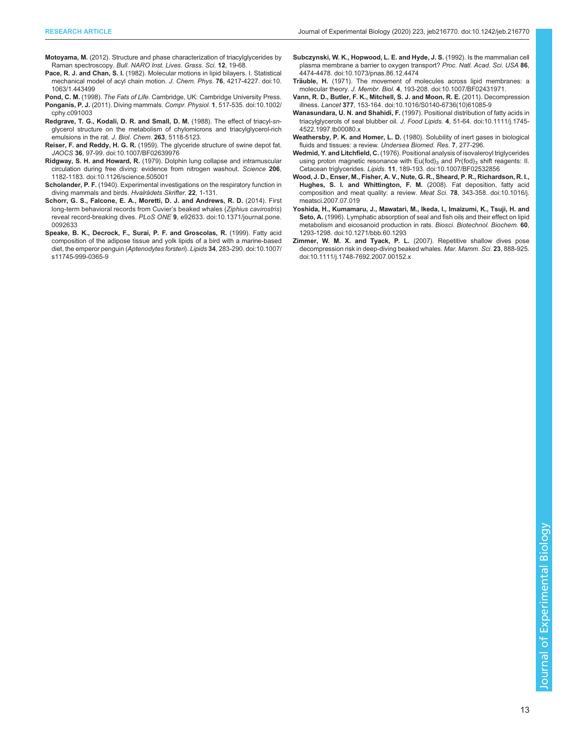**Motoyama, M.** (2012). Structure and phase characterization of triacylglycerides by Raman spectroscopy. *Bull. NARO Inst. Lives. Grass. Sci.* **12**, 19-68.

**Pace, R. J. and Chan, S. I.** (1982). Molecular motions in lipid bilayers. I. Statistical mechanical model of acyl chain motion. *J. Chem. Phys.* **76**, 4217-4227. doi:10.1063/1.443499

**Pond, C. M.** (1998). *The Fats of Life*. Cambridge, UK: Cambridge University Press.

**Ponganis, P. J.** (2011). Diving mammals. *Compr. Physiol.* **1**, 517-535. doi:10.1002/cphy.c091003

**Redgrave, T. G., Kodali, D. R. and Small, D. M.** (1988). The effect of triacyl-*sn*-glycerol structure on the metabolism of chylomicrons and triacylglycerol-rich emulsions in the rat. *J. Biol. Chem.* **263**, 5118-5123.

**Reiser, F. and Reddy, H. G. R.** (1959). The glyceride structure of swine depot fat. *JAOCS* **36**, 97-99. doi:10.1007/BF02639976

**Ridgway, S. H. and Howard, R.** (1979). Dolphin lung collapse and intramuscular circulation during free diving: evidence from nitrogen washout. *Science* **206**, 1182-1183. doi:10.1126/science.505001

**Scholander, P. F.** (1940). Experimental investigations on the respiratory function in diving mammals and birds. *Hvalrådets Skrifter.* **22**, 1-131.

**Schorr, G. S., Falcone, E. A., Moretti, D. J. and Andrews, R. D.** (2014). First long-term behavioral records from Cuvier's beaked whales (*Ziphius cavirostris*) reveal record-breaking dives. *PLoS ONE* **9**, e92633. doi:10.1371/journal.pone.0092633

**Speake, B. K., Decrock, F., Surai, P. F. and Groscolas, R.** (1999). Fatty acid composition of the adipose tissue and yolk lipids of a bird with a marine-based diet, the emperor penguin (*Aptenodytes forsteri*). *Lipids* **34**, 283-290. doi:10.1007/s11745-999-0365-9

**Subczynski, W. K., Hopwood, L. E. and Hyde, J. S.** (1992). Is the mammalian cell plasma membrane a barrier to oxygen transport? *Proc. Natl. Acad. Sci. USA* **86**, 4474-4478. doi:10.1073/pnas.86.12.4474

**Träuble, H.** (1971). The movement of molecules across lipid membranes: a molecular theory. *J. Membr. Biol.* **4**, 193-208. doi:10.1007/BF02431971.

**Vann, R. D., Butler, F. K., Mitchell, S. J. and Moon, R. E.** (2011). Decompression illness. *Lancet* **377**, 153-164. doi:10.1016/S0140-6736(10)61085-9

**Wanasundara, U. N. and Shahidi, F.** (1997). Positional distribution of fatty acids in triacylglycerols of seal blubber oil. *J. Food Lipids.* **4**, 51-64. doi:10.1111/j.1745-4522.1997.tb00080.x

**Weathersby, P. K. and Homer, L. D.** (1980). Solubility of inert gases in biological fluids and tissues: a review. *Undersea Biomed. Res.* **7**, 277-296.

**Wedmid, Y. and Litchfield, C.** (1976). Positional analysis of isovaleroyl triglycerides using proton magnetic resonance with $Eu(fod)_3$ and $Pr(fod)_3$ shift reagents: II. Cetacean triglycerides. *Lipids.* **11**, 189-193. doi:10.1007/BF02532856

**Wood, J. D., Enser, M., Fisher, A. V., Nute, G. R., Sheard, P. R., Richardson, R. I., Hughes, S. I. and Whittington, F. M.** (2008). Fat deposition, fatty acid composition and meat quality: a review. *Meat Sci.* **78**, 343-358. doi:10.1016/j.meatsci.2007.07.019

**Yoshida, H., Kumamaru, J., Mawatari, M., Ikeda, I., Imaizumi, K., Tsuji, H. and Seto, A.** (1996). Lymphatic absorption of seal and fish oils and their effect on lipid metabolism and eicosanoid production in rats. *Biosci. Biotechnol. Biochem.* **60**, 1293-1298. doi:10.1271/bbb.60.1293

**Zimmer, W. M. X. and Tyack, P. L.** (2007). Repetitive shallow dives pose decompression risk in deep-diving beaked whales. *Mar. Mamm. Sci.* **23**, 888-925. doi:10.1111/j.1748-7692.2007.00152.x